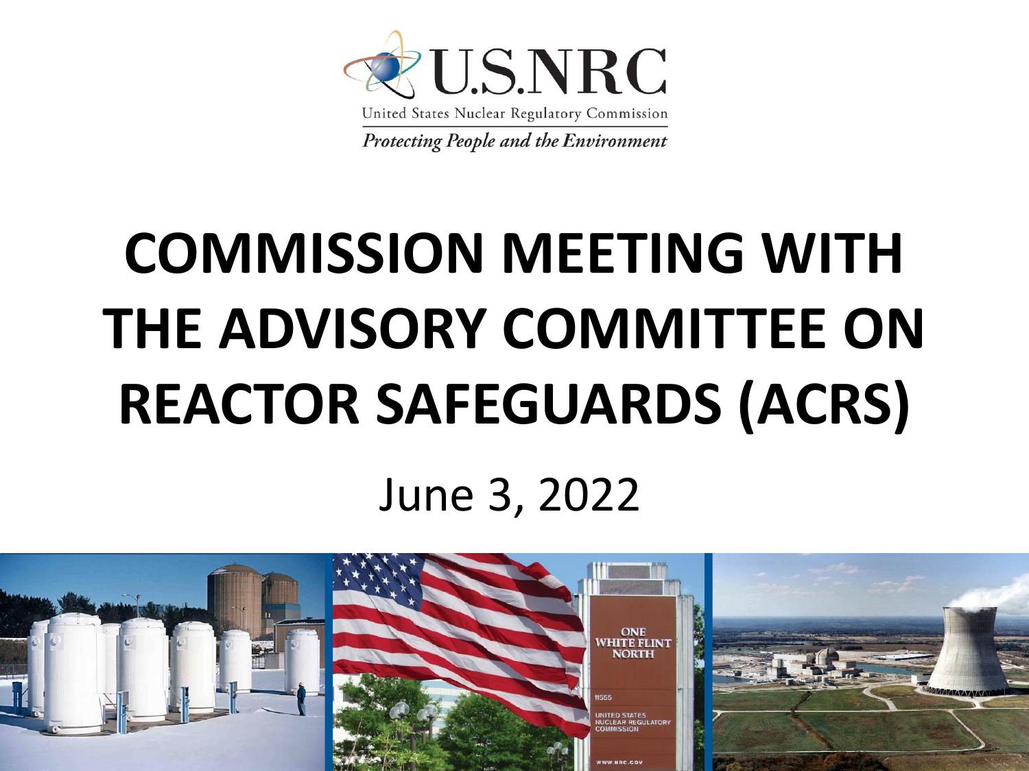U.S.NRC

United States Nuclear Regulatory Commission

*Protecting People and the Environment*

# COMMISSION MEETING WITH THE ADVISORY COMMITTEE ON REACTOR SAFEGUARDS (ACRS)

June 3, 2022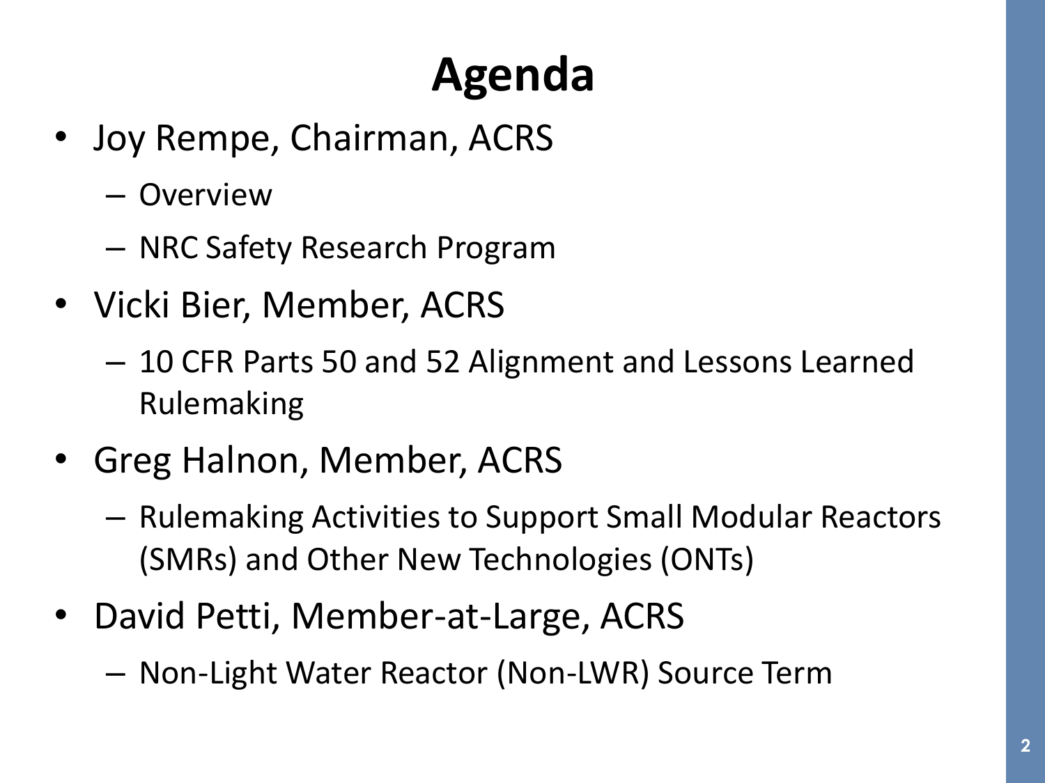# Agenda

- Joy Rempe, Chairman, ACRS
  - Overview
  - NRC Safety Research Program
- Vicki Bier, Member, ACRS
  - 10 CFR Parts 50 and 52 Alignment and Lessons Learned Rulemaking
- Greg Halnon, Member, ACRS
  - Rulemaking Activities to Support Small Modular Reactors (SMRs) and Other New Technologies (ONTs)
- David Petti, Member-at-Large, ACRS
  - Non-Light Water Reactor (Non-LWR) Source Term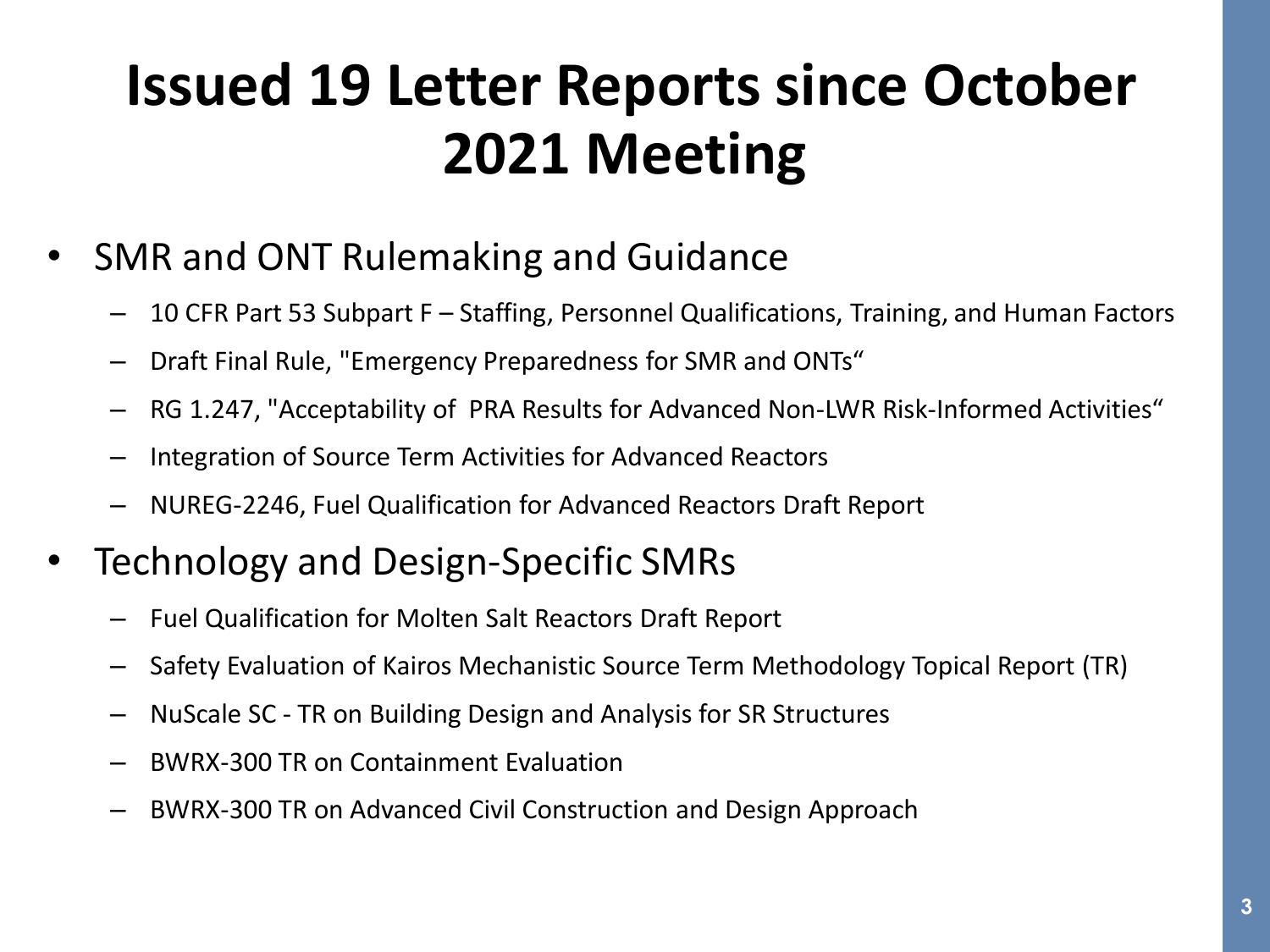# Issued 19 Letter Reports since October 2021 Meeting

- SMR and ONT Rulemaking and Guidance
  - 10 CFR Part 53 Subpart F – Staffing, Personnel Qualifications, Training, and Human Factors
  - Draft Final Rule, "Emergency Preparedness for SMR and ONTs"
  - RG 1.247, "Acceptability of PRA Results for Advanced Non-LWR Risk-Informed Activities"
  - Integration of Source Term Activities for Advanced Reactors
  - NUREG-2246, Fuel Qualification for Advanced Reactors Draft Report
- Technology and Design-Specific SMRs
  - Fuel Qualification for Molten Salt Reactors Draft Report
  - Safety Evaluation of Kairos Mechanistic Source Term Methodology Topical Report (TR)
  - NuScale SC - TR on Building Design and Analysis for SR Structures
  - BWRX-300 TR on Containment Evaluation
  - BWRX-300 TR on Advanced Civil Construction and Design Approach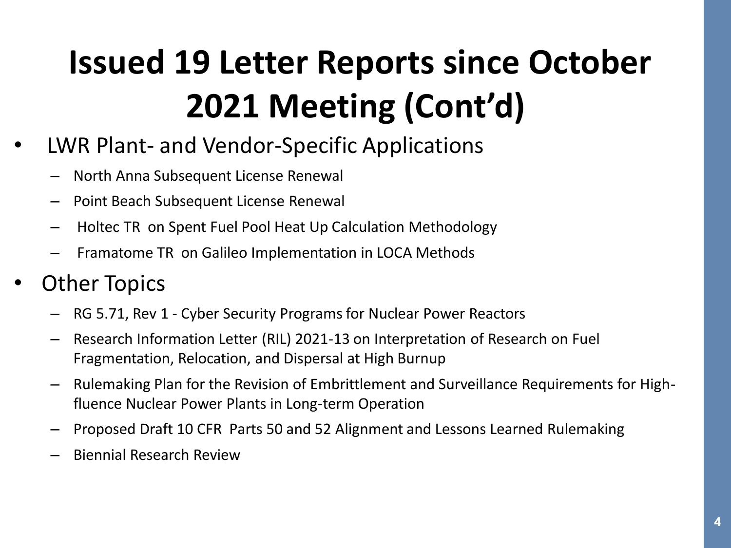# Issued 19 Letter Reports since October 2021 Meeting (Cont'd)

- LWR Plant- and Vendor-Specific Applications
  - North Anna Subsequent License Renewal
  - Point Beach Subsequent License Renewal
  - Holtec TR on Spent Fuel Pool Heat Up Calculation Methodology
  - Framatome TR on Galileo Implementation in LOCA Methods
- Other Topics
  - RG 5.71, Rev 1 - Cyber Security Programs for Nuclear Power Reactors
  - Research Information Letter (RIL) 2021-13 on Interpretation of Research on Fuel Fragmentation, Relocation, and Dispersal at High Burnup
  - Rulemaking Plan for the Revision of Embrittlement and Surveillance Requirements for High-fluence Nuclear Power Plants in Long-term Operation
  - Proposed Draft 10 CFR Parts 50 and 52 Alignment and Lessons Learned Rulemaking
  - Biennial Research Review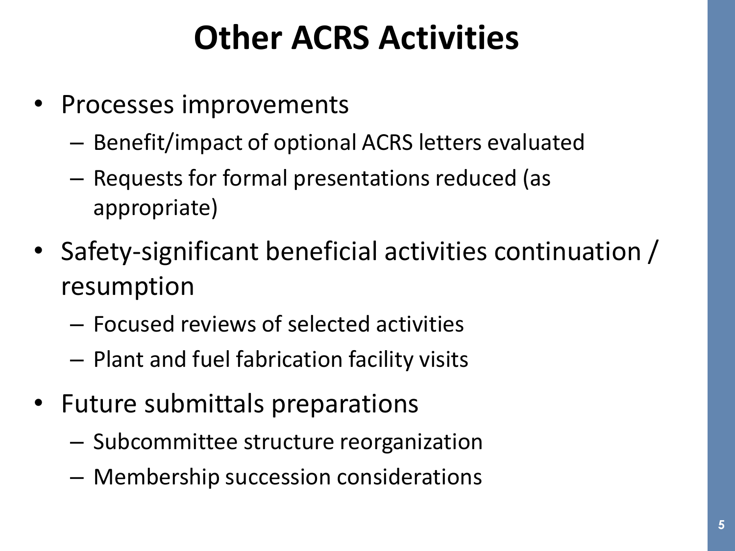# Other ACRS Activities

- Processes improvements
  - Benefit/impact of optional ACRS letters evaluated
  - Requests for formal presentations reduced (as appropriate)
- Safety-significant beneficial activities continuation / resumption
  - Focused reviews of selected activities
  - Plant and fuel fabrication facility visits
- Future submittals preparations
  - Subcommittee structure reorganization
  - Membership succession considerations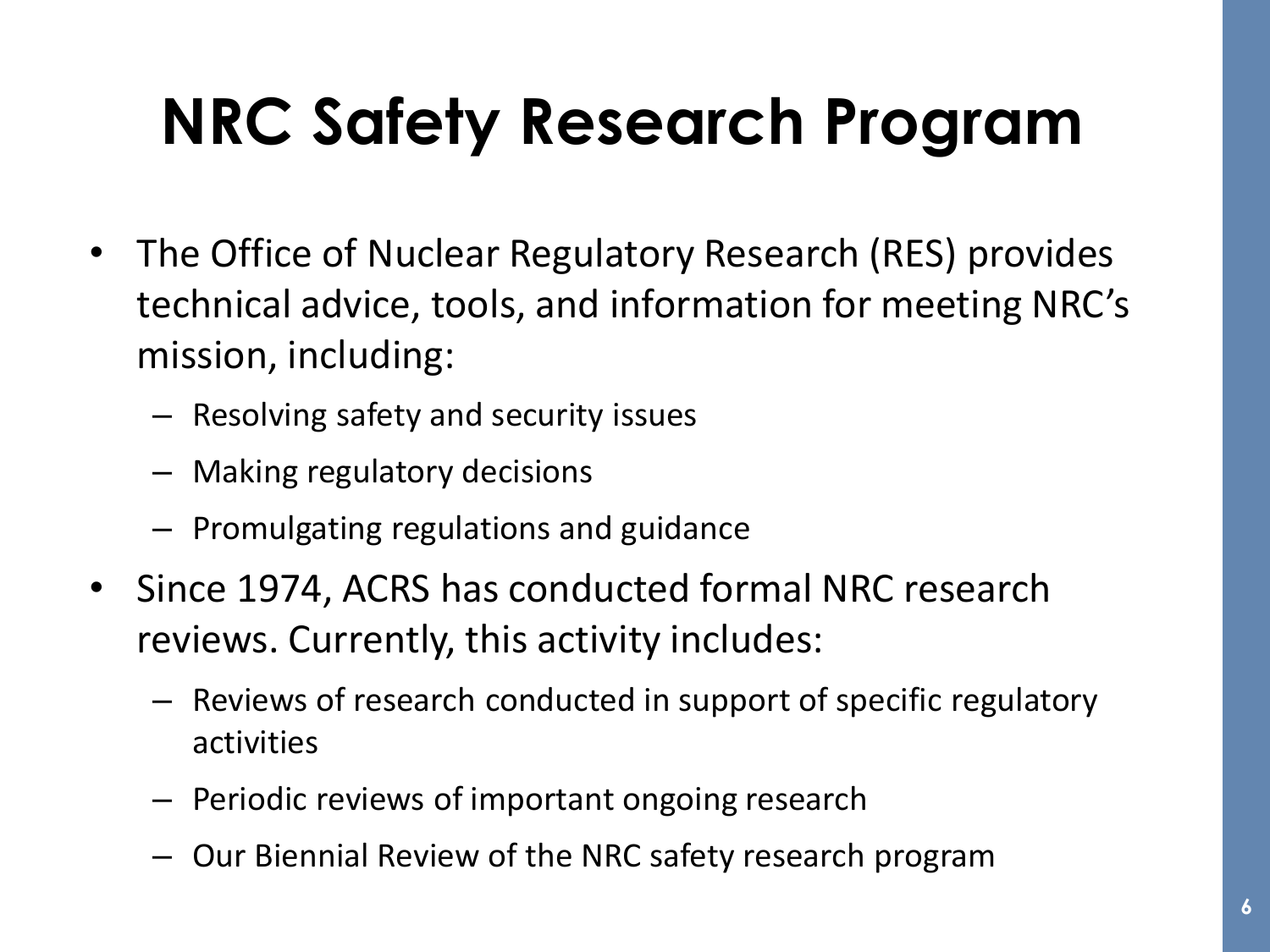# NRC Safety Research Program

- The Office of Nuclear Regulatory Research (RES) provides technical advice, tools, and information for meeting NRC's mission, including:
  - Resolving safety and security issues
  - Making regulatory decisions
  - Promulgating regulations and guidance
- Since 1974, ACRS has conducted formal NRC research reviews. Currently, this activity includes:
  - Reviews of research conducted in support of specific regulatory activities
  - Periodic reviews of important ongoing research
  - Our Biennial Review of the NRC safety research program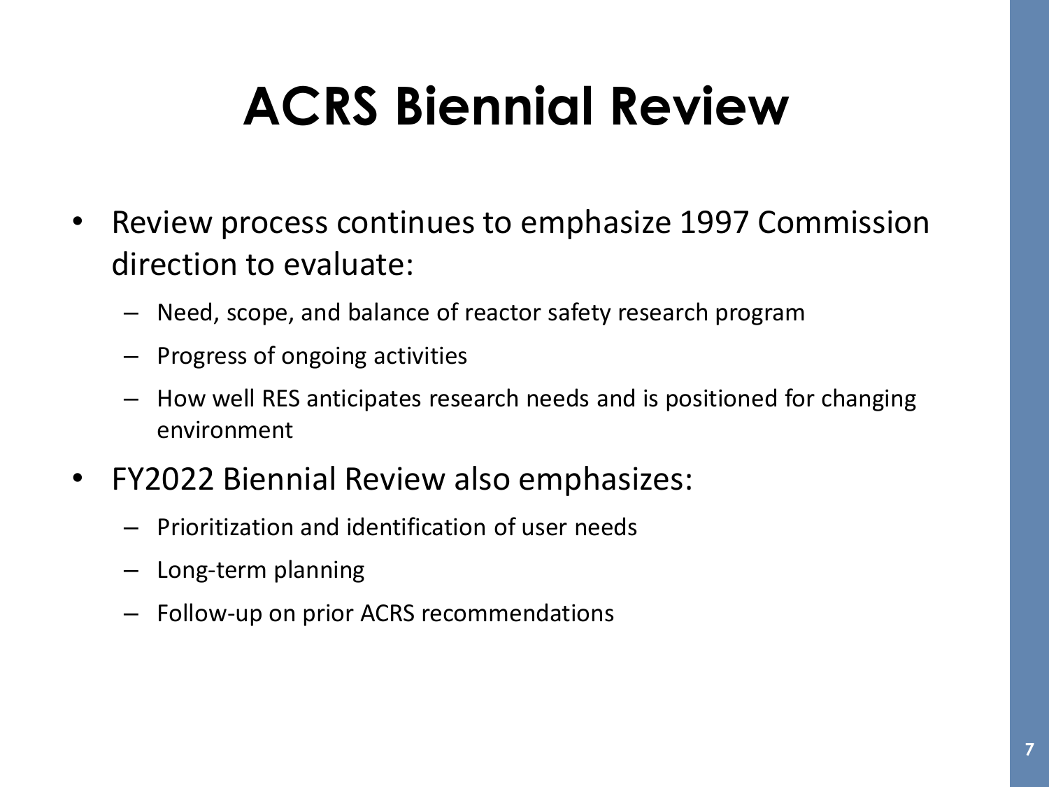# ACRS Biennial Review

- Review process continues to emphasize 1997 Commission direction to evaluate:
  - Need, scope, and balance of reactor safety research program
  - Progress of ongoing activities
  - How well RES anticipates research needs and is positioned for changing environment
- FY2022 Biennial Review also emphasizes:
  - Prioritization and identification of user needs
  - Long-term planning
  - Follow-up on prior ACRS recommendations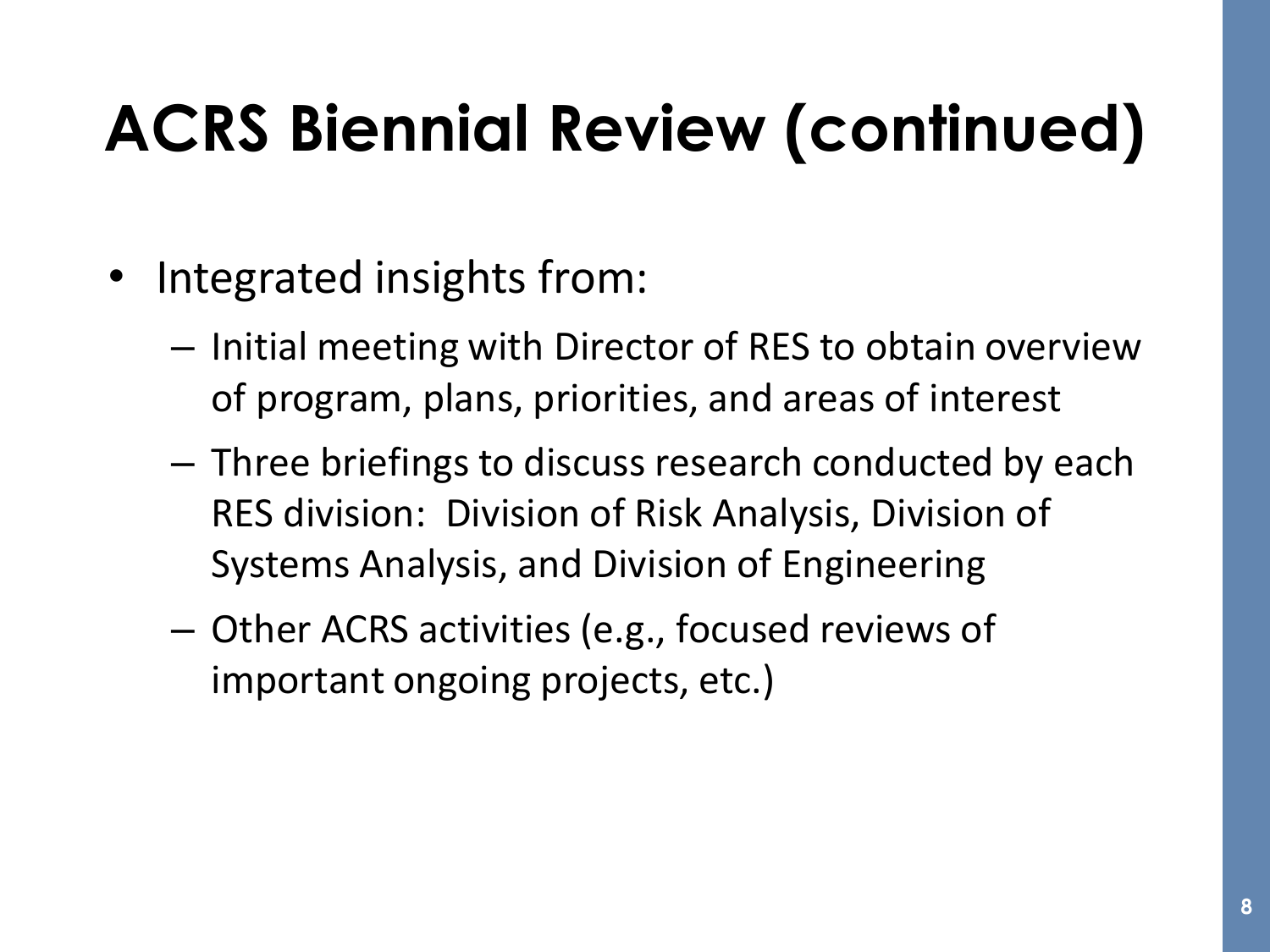# ACRS Biennial Review (continued)

- Integrated insights from:
  - Initial meeting with Director of RES to obtain overview of program, plans, priorities, and areas of interest
  - Three briefings to discuss research conducted by each RES division: Division of Risk Analysis, Division of Systems Analysis, and Division of Engineering
  - Other ACRS activities (e.g., focused reviews of important ongoing projects, etc.)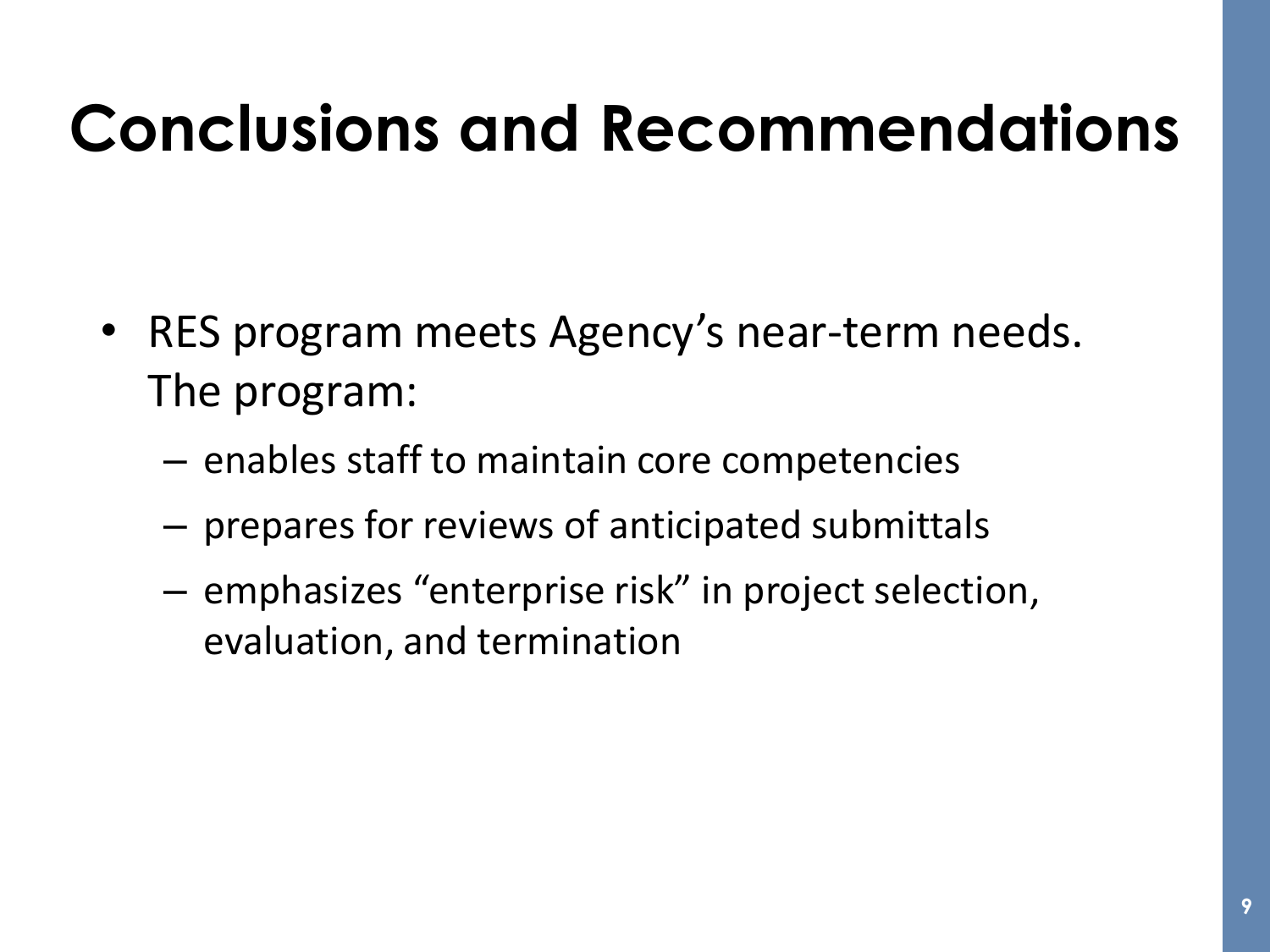# Conclusions and Recommendations

- RES program meets Agency's near-term needs. The program:
  - enables staff to maintain core competencies
  - prepares for reviews of anticipated submittals
  - emphasizes "enterprise risk" in project selection, evaluation, and termination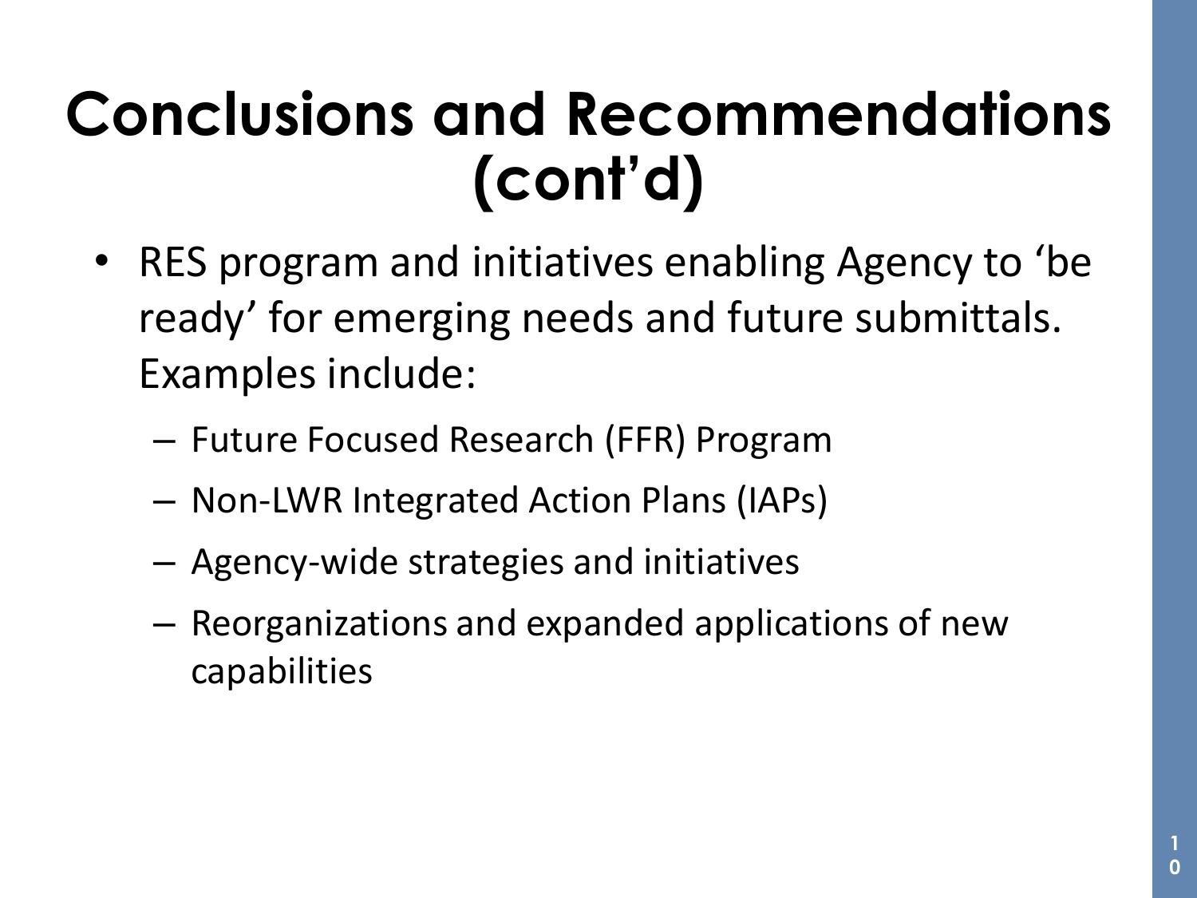# Conclusions and Recommendations (cont'd)

- RES program and initiatives enabling Agency to 'be ready' for emerging needs and future submittals. Examples include:
  - Future Focused Research (FFR) Program
  - Non-LWR Integrated Action Plans (IAPs)
  - Agency-wide strategies and initiatives
  - Reorganizations and expanded applications of new capabilities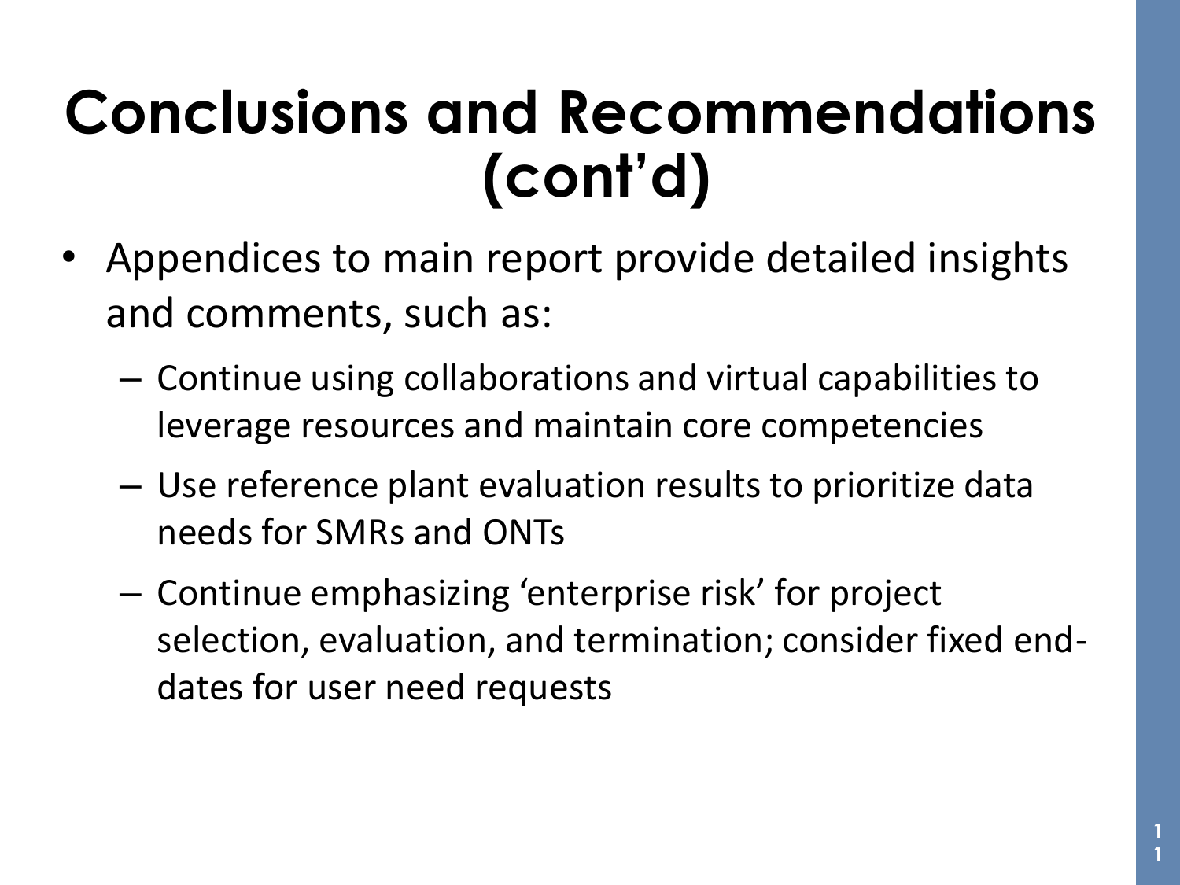# Conclusions and Recommendations (cont'd)

- Appendices to main report provide detailed insights and comments, such as:
  - Continue using collaborations and virtual capabilities to leverage resources and maintain core competencies
  - Use reference plant evaluation results to prioritize data needs for SMRs and ONTs
  - Continue emphasizing 'enterprise risk' for project selection, evaluation, and termination; consider fixed end-dates for user need requests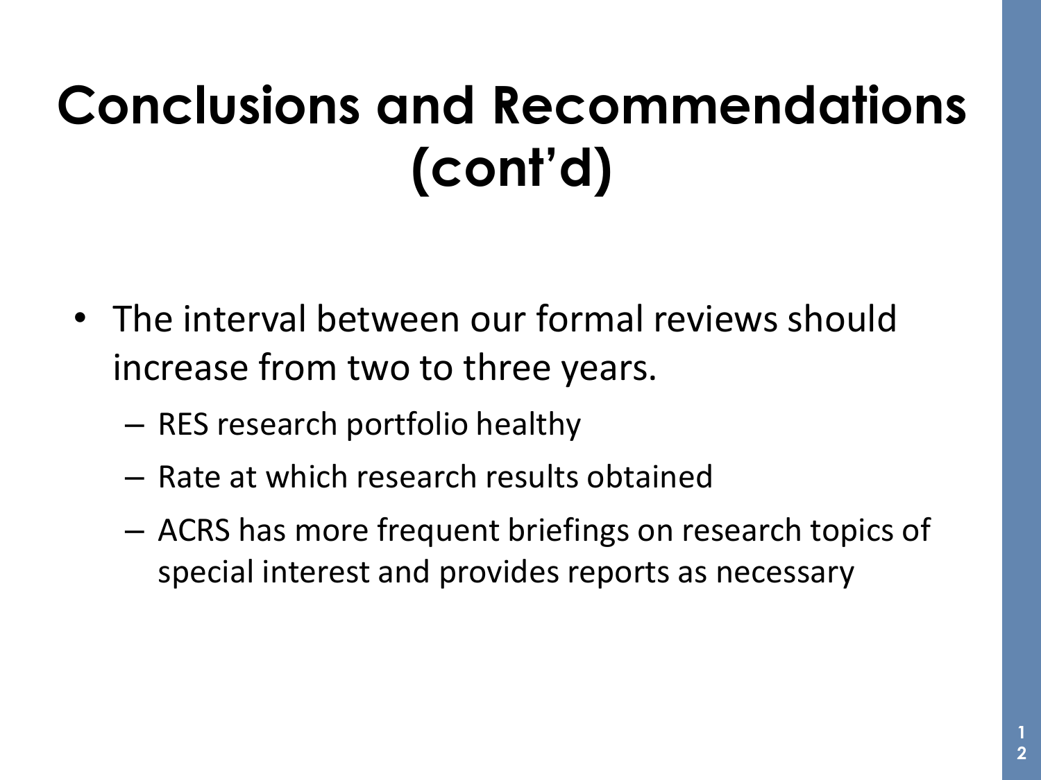# Conclusions and Recommendations (cont'd)

- The interval between our formal reviews should increase from two to three years.
  - RES research portfolio healthy
  - Rate at which research results obtained
  - ACRS has more frequent briefings on research topics of special interest and provides reports as necessary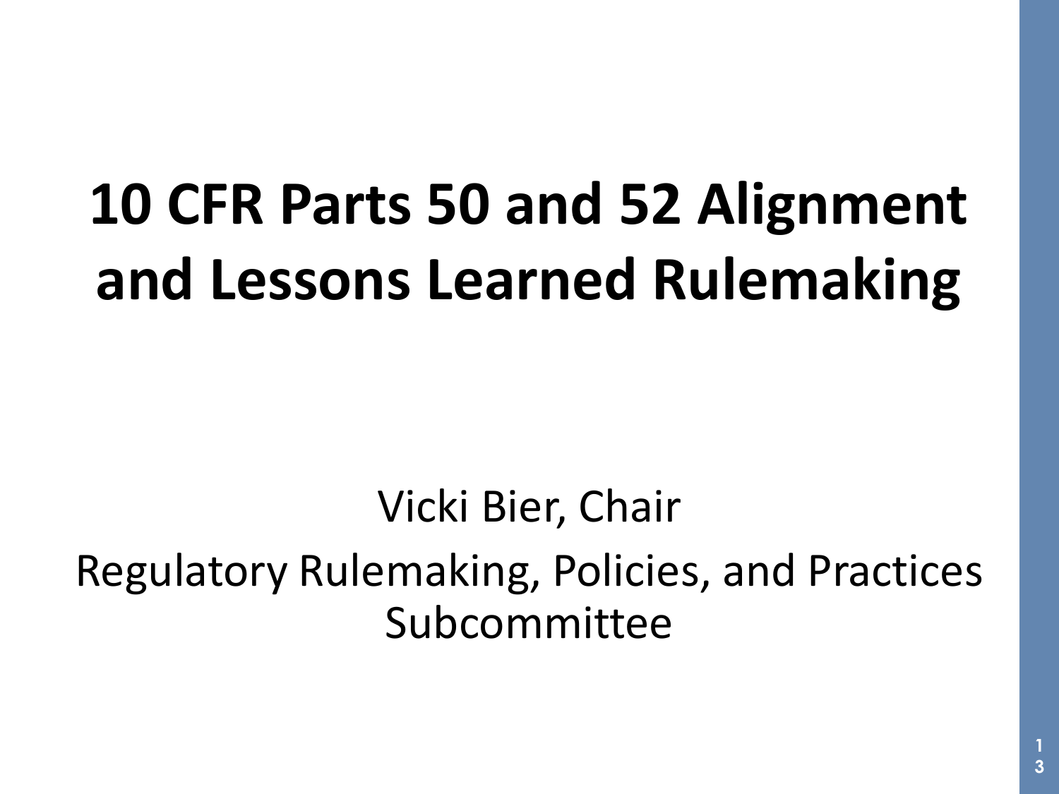# 10 CFR Parts 50 and 52 Alignment and Lessons Learned Rulemaking

Vicki Bier, Chair

Regulatory Rulemaking, Policies, and Practices Subcommittee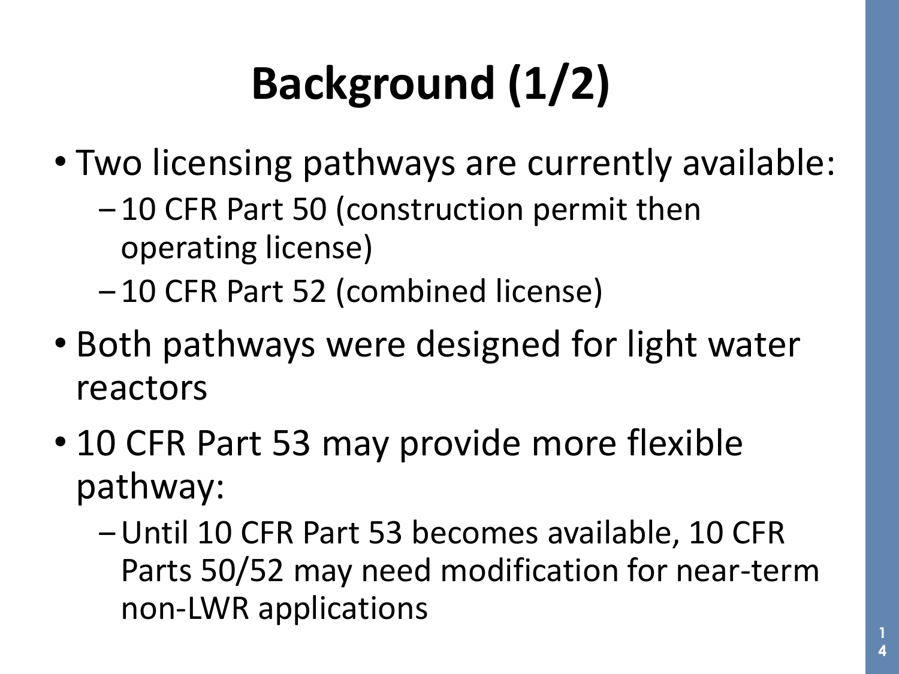# Background (1/2)

- Two licensing pathways are currently available:
  - 10 CFR Part 50 (construction permit then operating license)
  - 10 CFR Part 52 (combined license)
- Both pathways were designed for light water reactors
- 10 CFR Part 53 may provide more flexible pathway:
  - Until 10 CFR Part 53 becomes available, 10 CFR Parts 50/52 may need modification for near-term non-LWR applications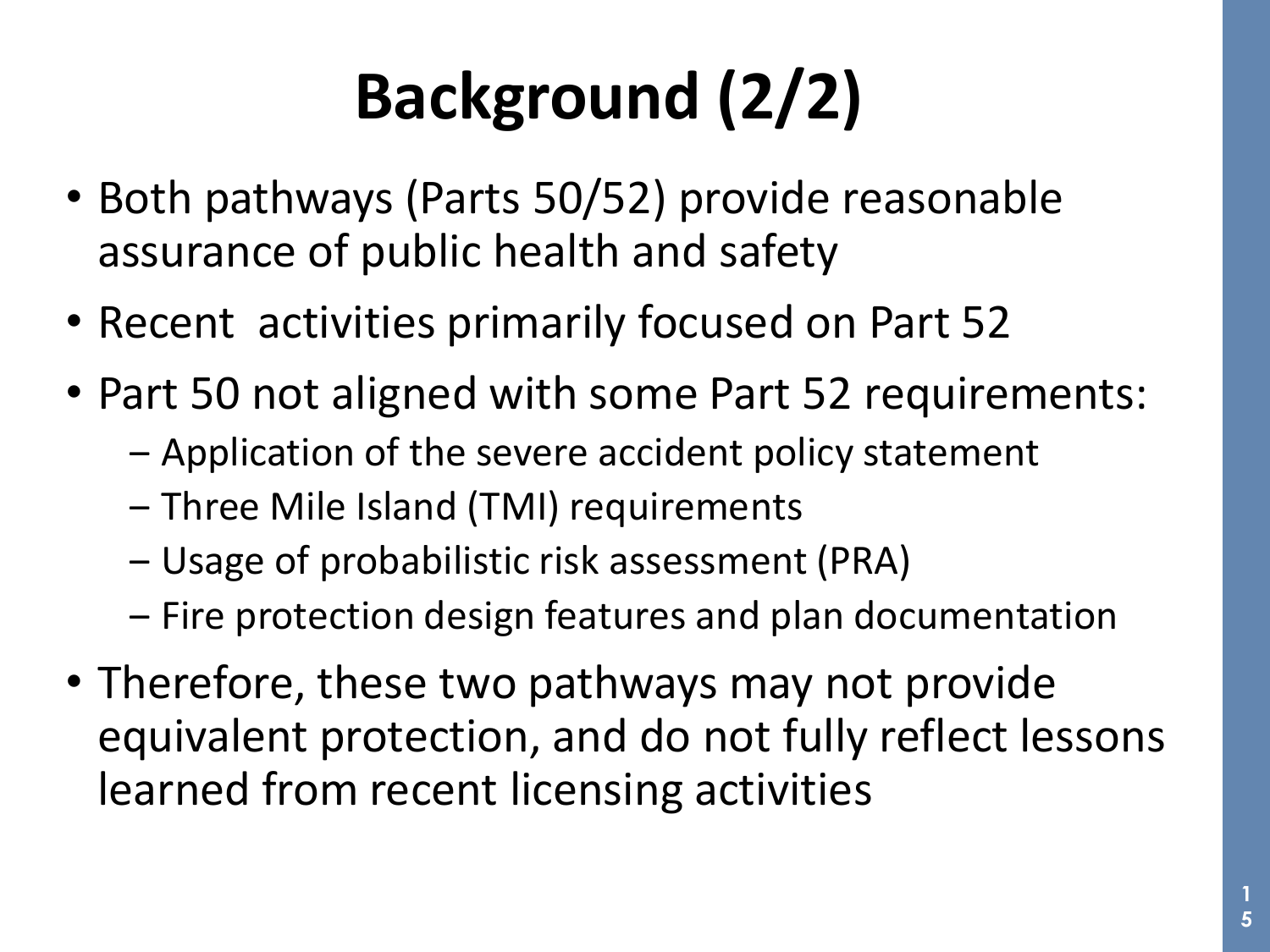# Background (2/2)

- Both pathways (Parts 50/52) provide reasonable assurance of public health and safety
- Recent activities primarily focused on Part 52
- Part 50 not aligned with some Part 52 requirements:
  - Application of the severe accident policy statement
  - Three Mile Island (TMI) requirements
  - Usage of probabilistic risk assessment (PRA)
  - Fire protection design features and plan documentation
- Therefore, these two pathways may not provide equivalent protection, and do not fully reflect lessons learned from recent licensing activities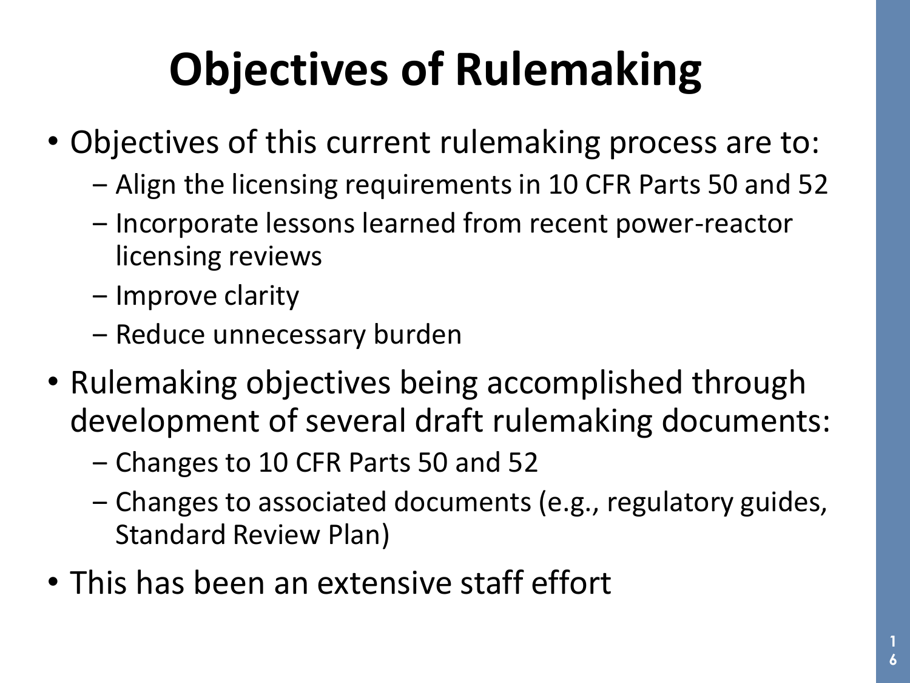# Objectives of Rulemaking

- Objectives of this current rulemaking process are to:
  - Align the licensing requirements in 10 CFR Parts 50 and 52
  - Incorporate lessons learned from recent power-reactor licensing reviews
  - Improve clarity
  - Reduce unnecessary burden
- Rulemaking objectives being accomplished through development of several draft rulemaking documents:
  - Changes to 10 CFR Parts 50 and 52
  - Changes to associated documents (e.g., regulatory guides, Standard Review Plan)
- This has been an extensive staff effort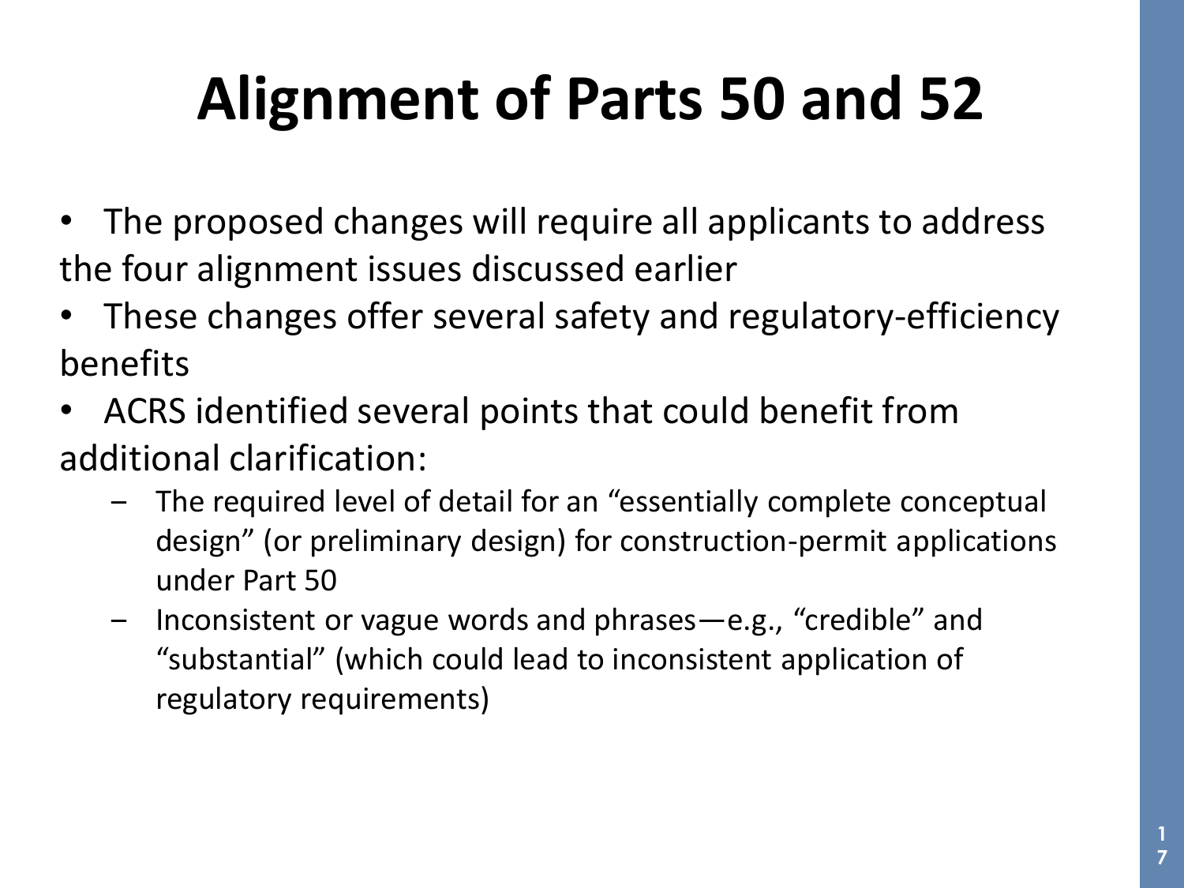# Alignment of Parts 50 and 52

- The proposed changes will require all applicants to address the four alignment issues discussed earlier
- These changes offer several safety and regulatory-efficiency benefits
- ACRS identified several points that could benefit from additional clarification:
  - The required level of detail for an "essentially complete conceptual design" (or preliminary design) for construction-permit applications under Part 50
  - Inconsistent or vague words and phrases—e.g., "credible" and "substantial" (which could lead to inconsistent application of regulatory requirements)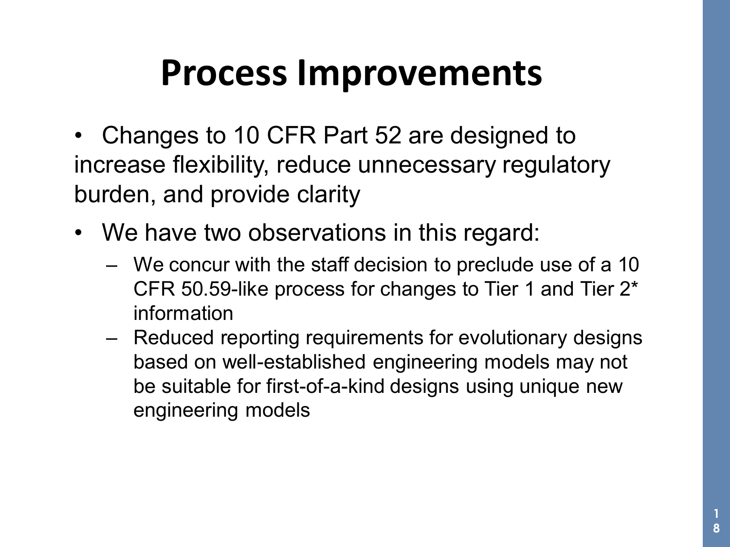# Process Improvements

- Changes to 10 CFR Part 52 are designed to increase flexibility, reduce unnecessary regulatory burden, and provide clarity
- We have two observations in this regard:
  - We concur with the staff decision to preclude use of a 10 CFR 50.59-like process for changes to Tier 1 and Tier 2* information
  - Reduced reporting requirements for evolutionary designs based on well-established engineering models may not be suitable for first-of-a-kind designs using unique new engineering models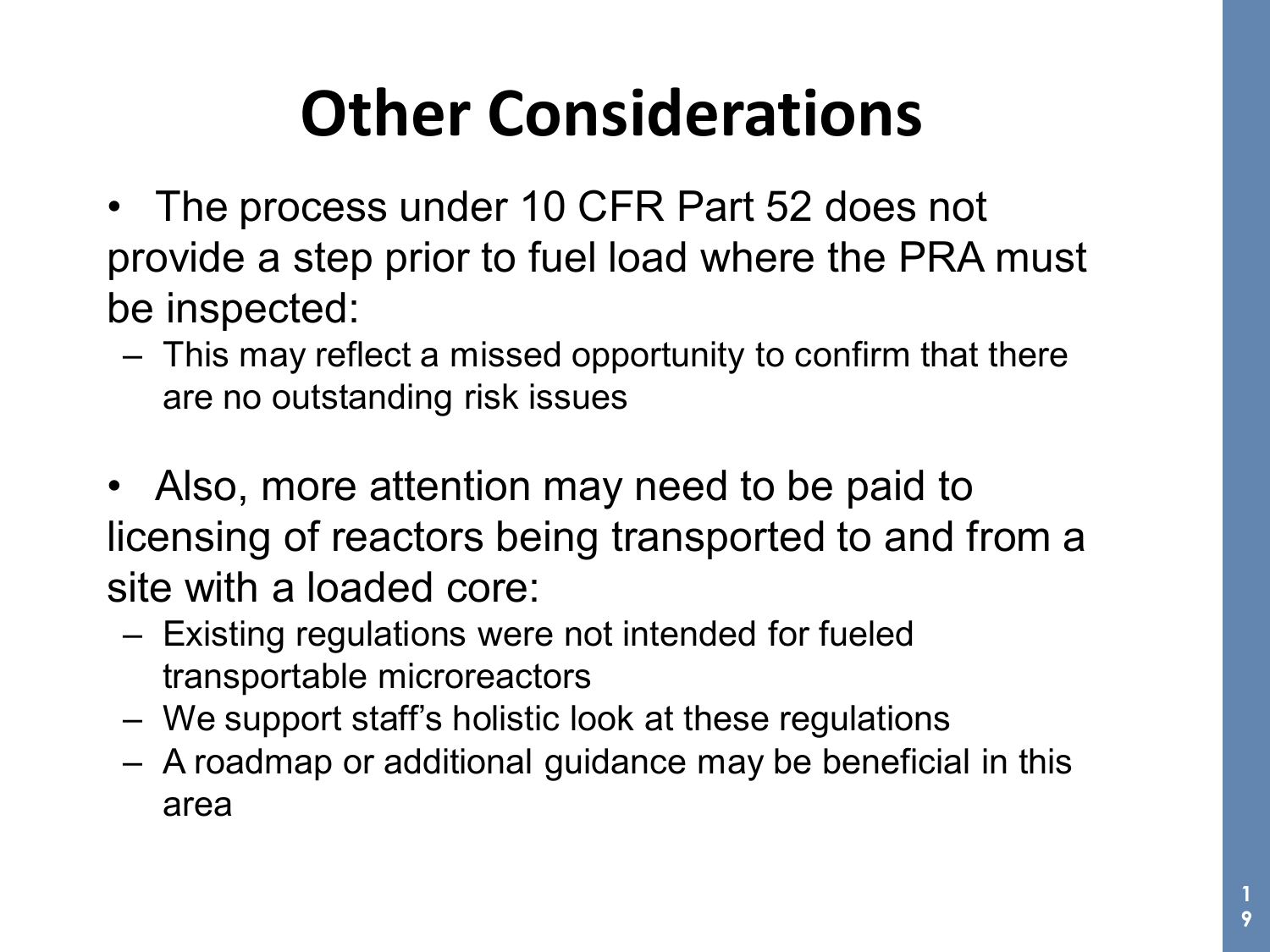# Other Considerations

- The process under 10 CFR Part 52 does not provide a step prior to fuel load where the PRA must be inspected:
  - This may reflect a missed opportunity to confirm that there are no outstanding risk issues

- Also, more attention may need to be paid to licensing of reactors being transported to and from a site with a loaded core:
  - Existing regulations were not intended for fueled transportable microreactors
  - We support staff's holistic look at these regulations
  - A roadmap or additional guidance may be beneficial in this area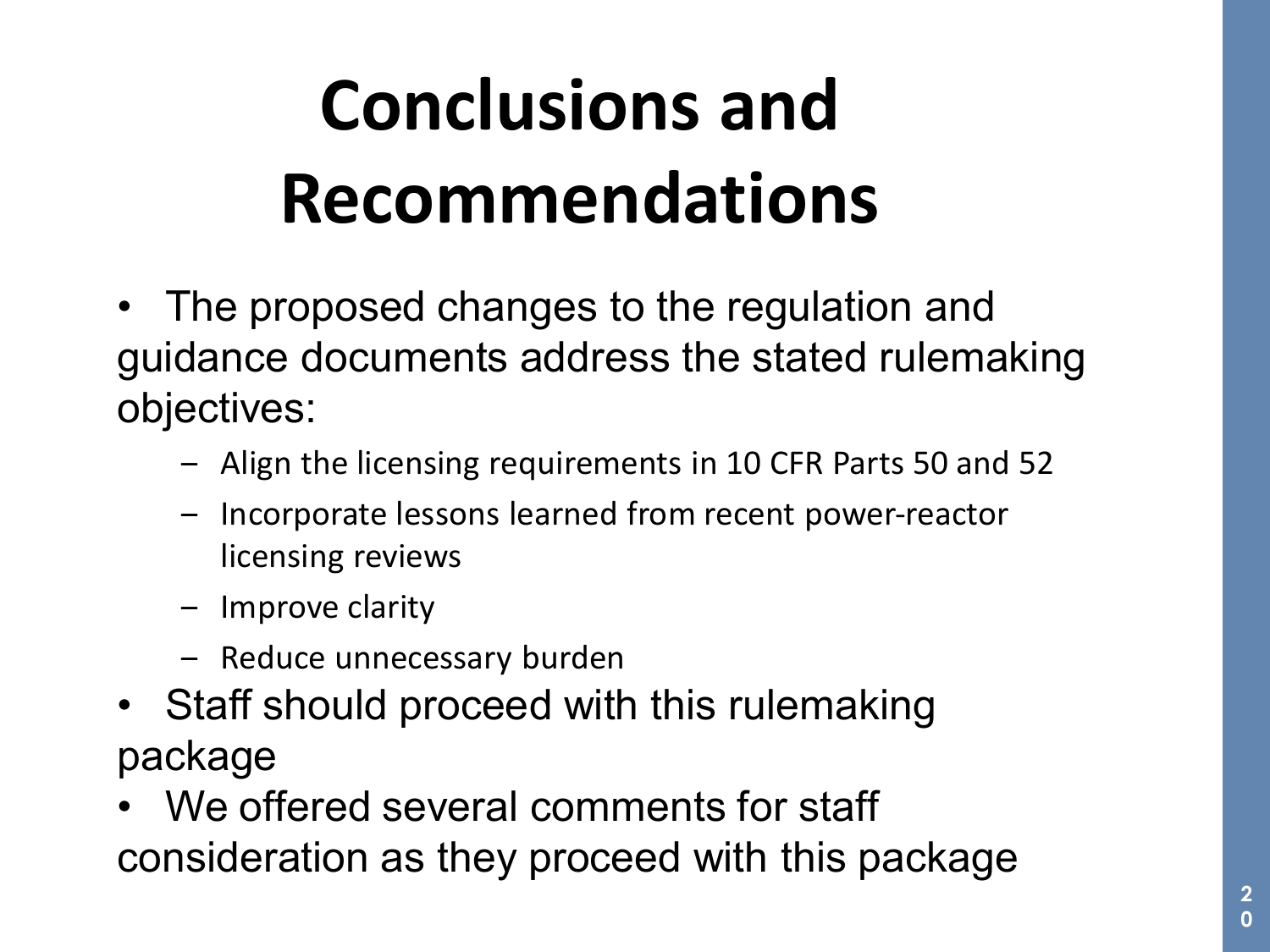# Conclusions and Recommendations

- The proposed changes to the regulation and guidance documents address the stated rulemaking objectives:
  - Align the licensing requirements in 10 CFR Parts 50 and 52
  - Incorporate lessons learned from recent power-reactor licensing reviews
  - Improve clarity
  - Reduce unnecessary burden
- Staff should proceed with this rulemaking package
- We offered several comments for staff consideration as they proceed with this package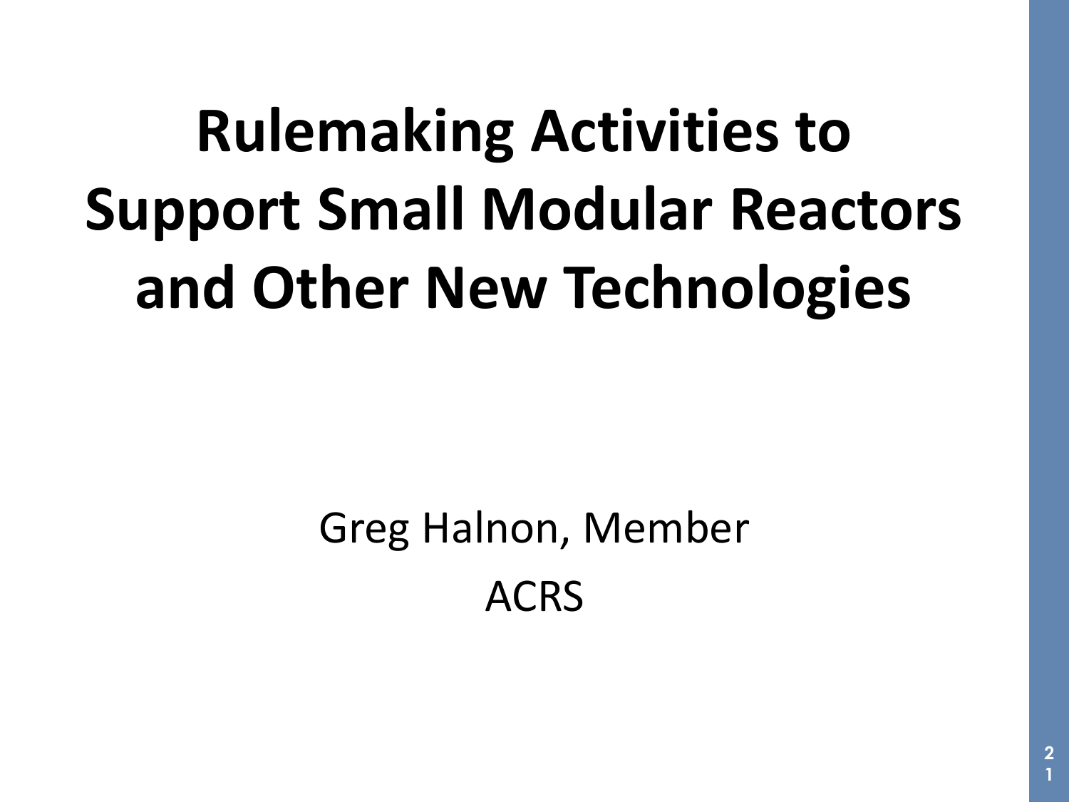# Rulemaking Activities to Support Small Modular Reactors and Other New Technologies

Greg Halnon, Member

ACRS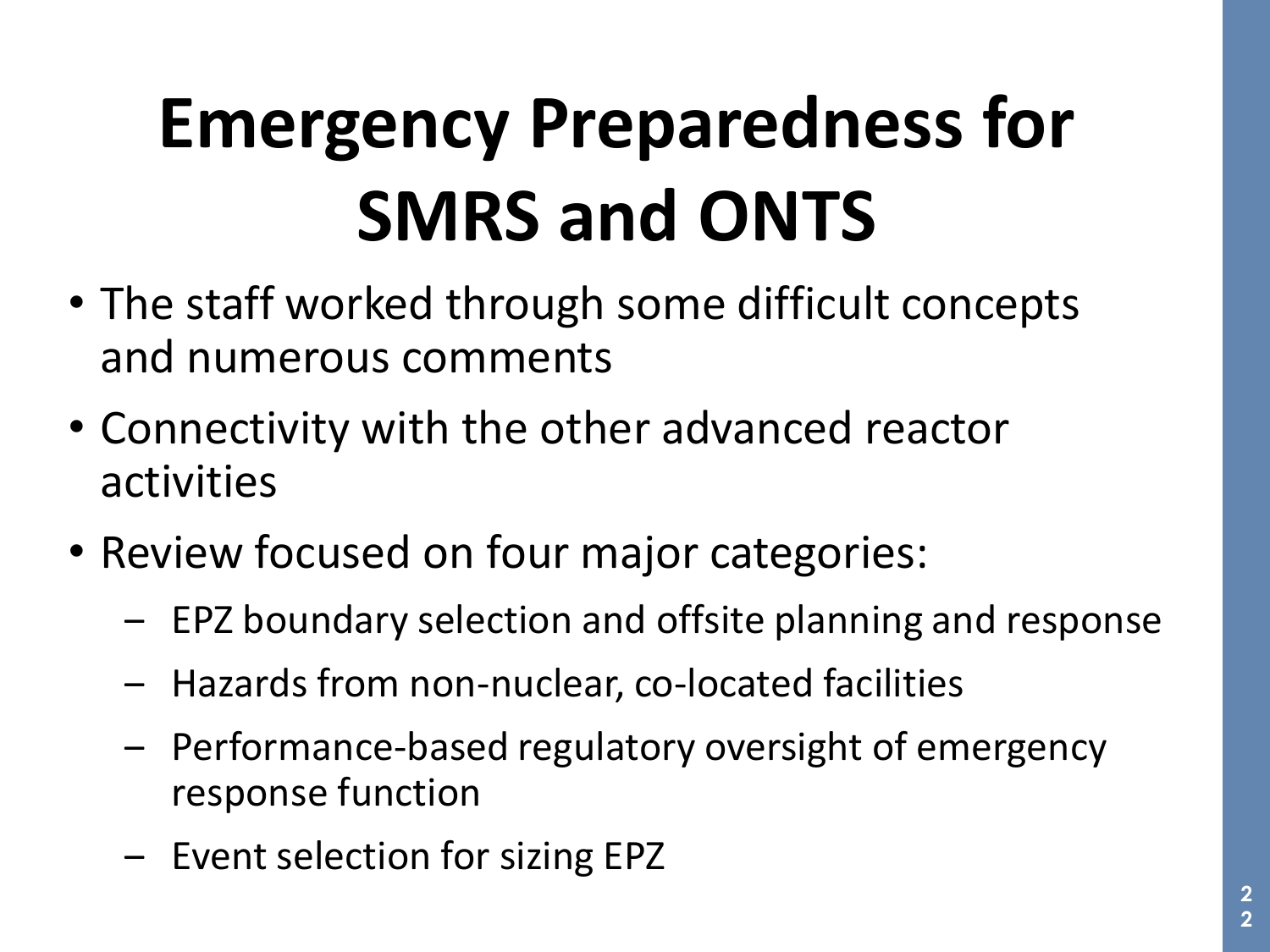# Emergency Preparedness for SMRS and ONTS

- The staff worked through some difficult concepts and numerous comments
- Connectivity with the other advanced reactor activities
- Review focused on four major categories:
  - EPZ boundary selection and offsite planning and response
  - Hazards from non-nuclear, co-located facilities
  - Performance-based regulatory oversight of emergency response function
  - Event selection for sizing EPZ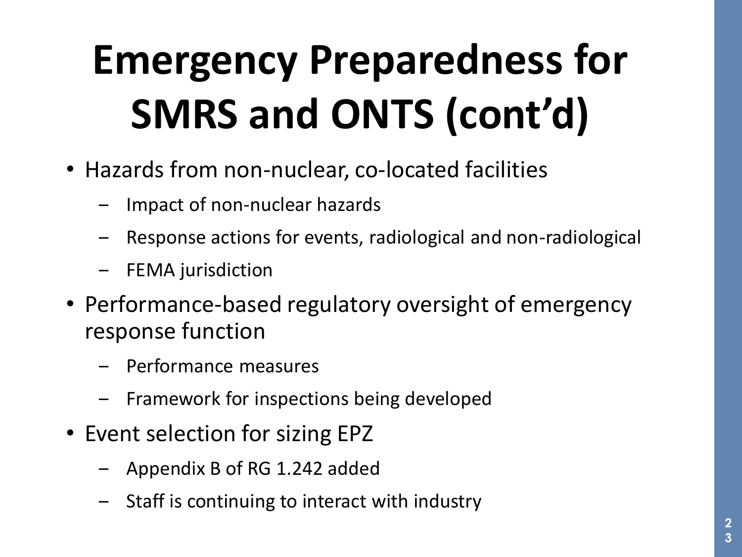# Emergency Preparedness for SMRS and ONTS (cont'd)

- Hazards from non-nuclear, co-located facilities
  - Impact of non-nuclear hazards
  - Response actions for events, radiological and non-radiological
  - FEMA jurisdiction
- Performance-based regulatory oversight of emergency response function
  - Performance measures
  - Framework for inspections being developed
- Event selection for sizing EPZ
  - Appendix B of RG 1.242 added
  - Staff is continuing to interact with industry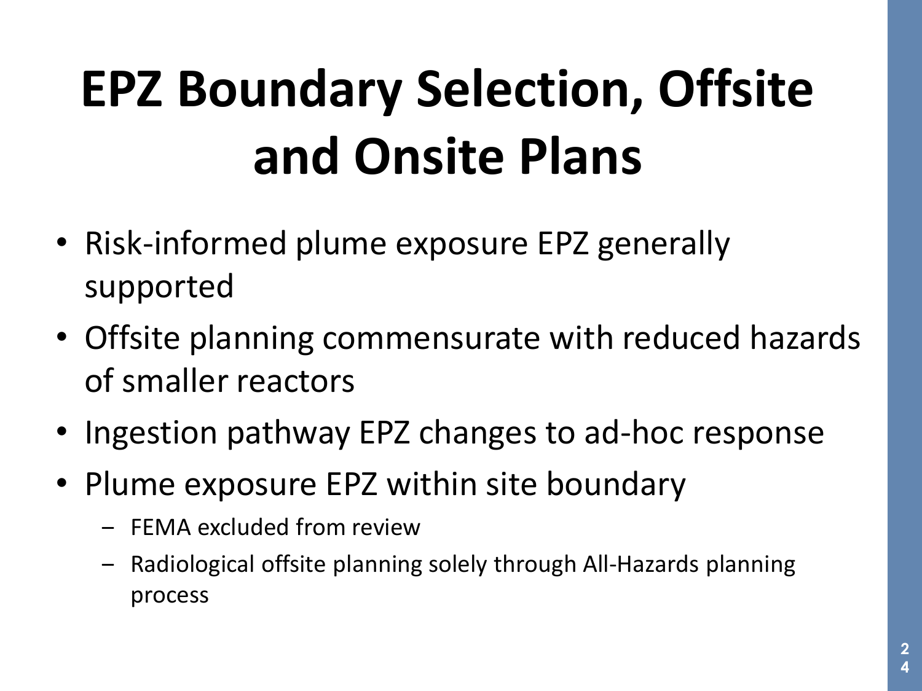# EPZ Boundary Selection, Offsite and Onsite Plans

- Risk-informed plume exposure EPZ generally supported
- Offsite planning commensurate with reduced hazards of smaller reactors
- Ingestion pathway EPZ changes to ad-hoc response
- Plume exposure EPZ within site boundary
  - FEMA excluded from review
  - Radiological offsite planning solely through All-Hazards planning process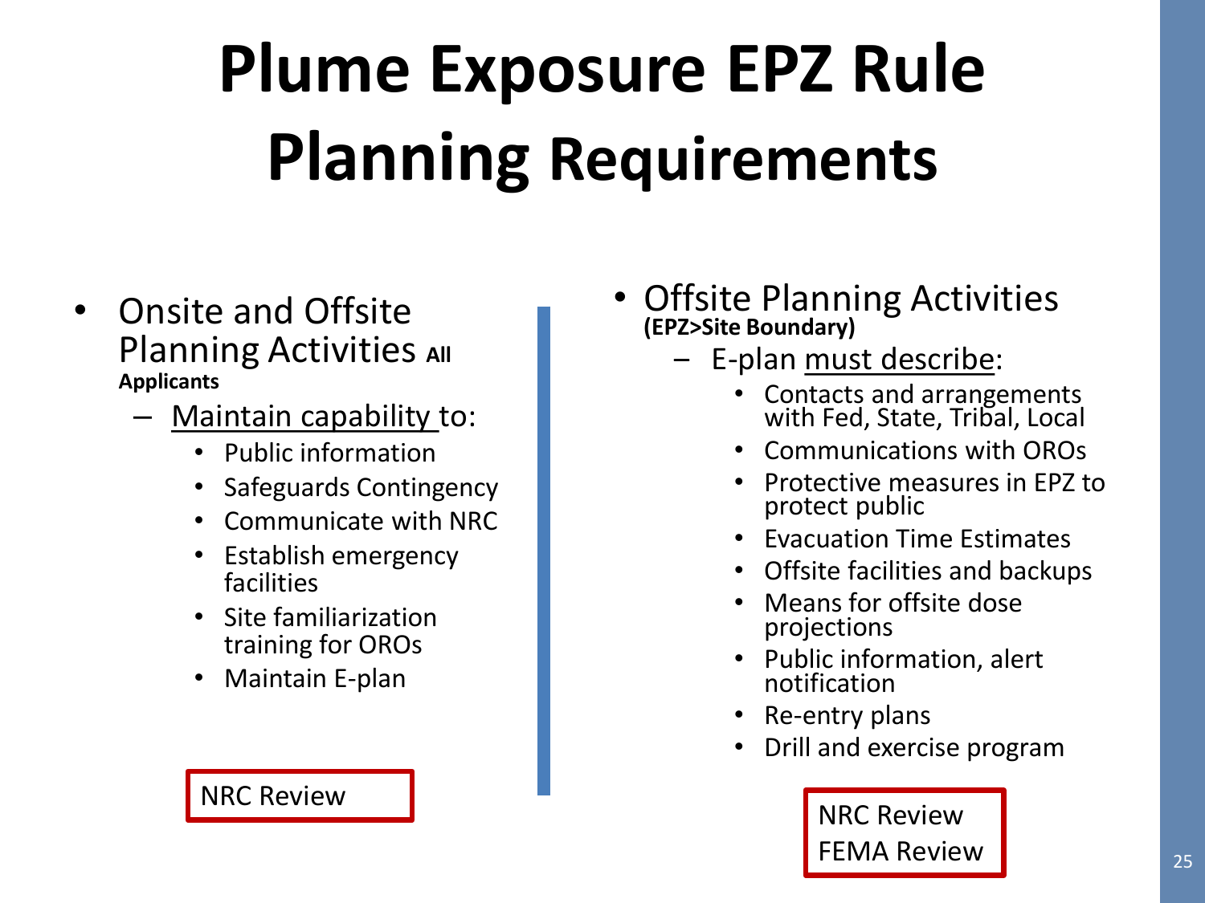# Plume Exposure EPZ Rule Planning Requirements

- Onsite and Offsite Planning Activities **All Applicants**
  - Maintain capability to:
    - Public information
    - Safeguards Contingency
    - Communicate with NRC
    - Establish emergency facilities
    - Site familiarization training for OROs
    - Maintain E-plan

NRC Review

- Offsite Planning Activities **(EPZ>Site Boundary)**
  - E-plan must describe:
    - Contacts and arrangements with Fed, State, Tribal, Local
    - Communications with OROs
    - Protective measures in EPZ to protect public
    - Evacuation Time Estimates
    - Offsite facilities and backups
    - Means for offsite dose projections
    - Public information, alert notification
    - Re-entry plans
    - Drill and exercise program

NRC Review
FEMA Review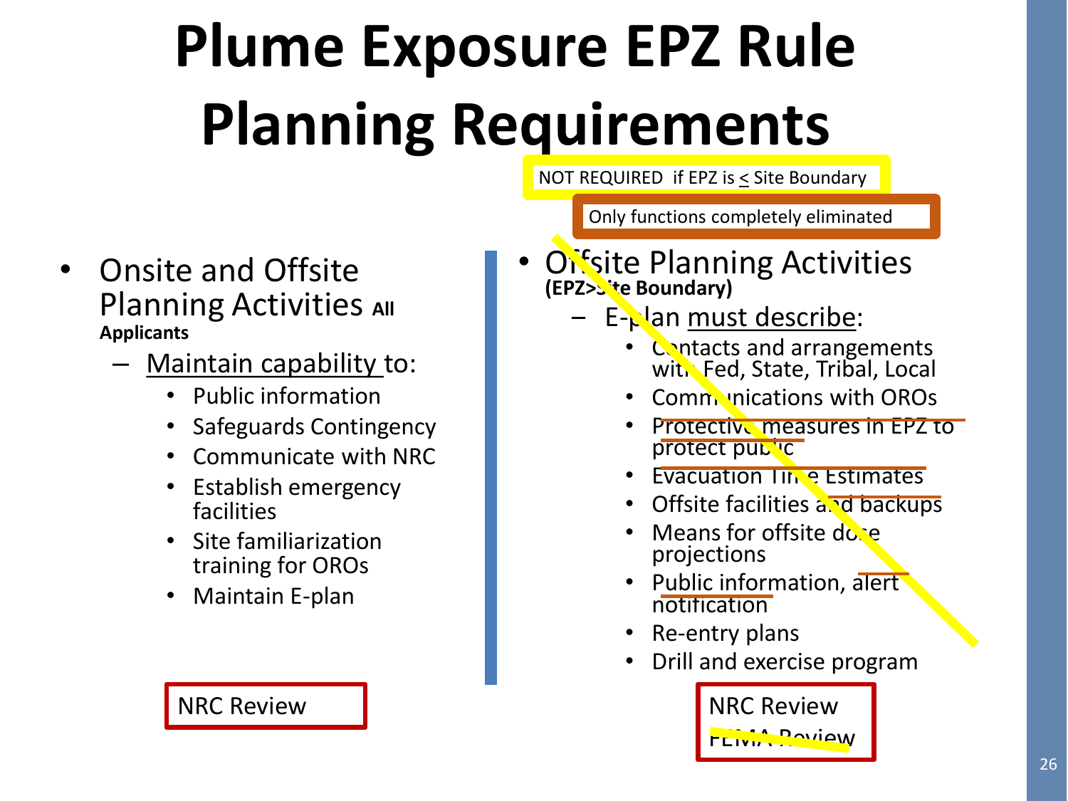# Plume Exposure EPZ Rule Planning Requirements

NOT REQUIRED if EPZ is ≤ Site Boundary

Only functions completely eliminated

- Onsite and Offsite Planning Activities **All Applicants**
  - Maintain capability to:
    - Public information
    - Safeguards Contingency
    - Communicate with NRC
    - Establish emergency facilities
    - Site familiarization training for OROs
    - Maintain E-plan

NRC Review

- Offsite Planning Activities **(EPZ>Site Boundary)**
  - E-plan must describe:
    - Contacts and arrangements with Fed, State, Tribal, Local
    - Communications with OROs
    - Protective measures in EPZ to protect public
    - Evacuation Time Estimates
    - Offsite facilities and backups
    - Means for offsite dose projections
    - Public information, alert notification
    - Re-entry plans
    - Drill and exercise program

NRC Review

~~FEMA Review~~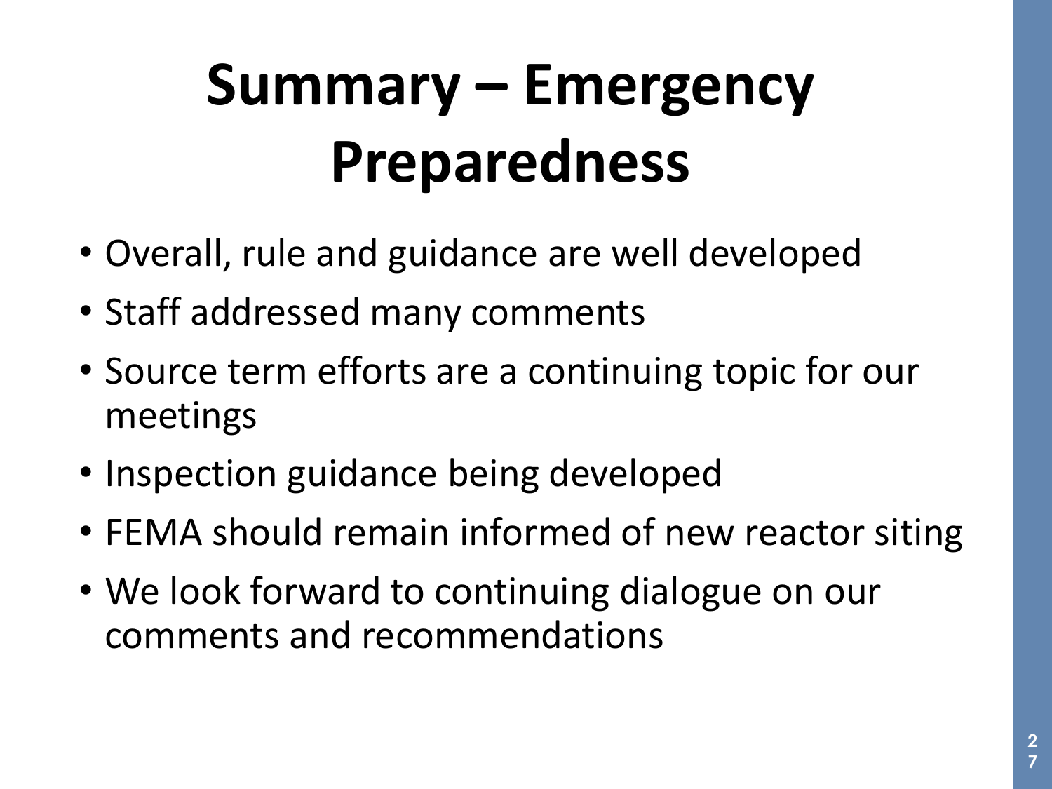# Summary – Emergency Preparedness

- Overall, rule and guidance are well developed
- Staff addressed many comments
- Source term efforts are a continuing topic for our meetings
- Inspection guidance being developed
- FEMA should remain informed of new reactor siting
- We look forward to continuing dialogue on our comments and recommendations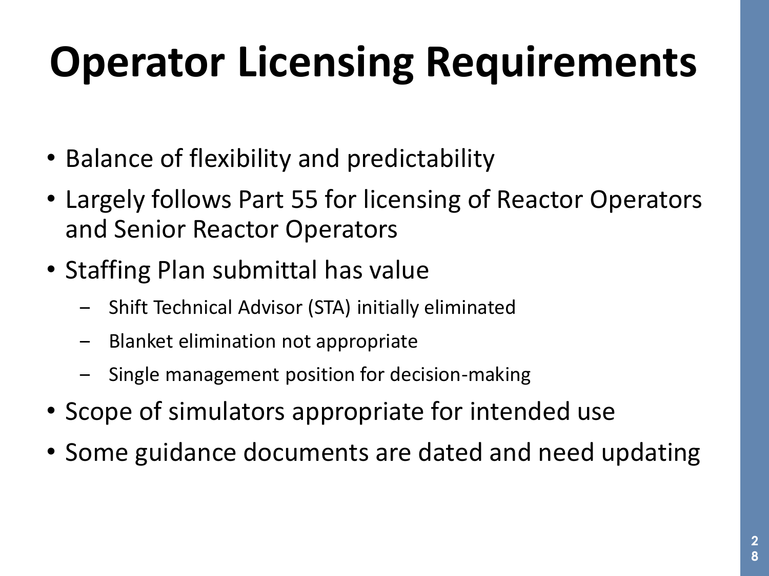# Operator Licensing Requirements

- Balance of flexibility and predictability
- Largely follows Part 55 for licensing of Reactor Operators and Senior Reactor Operators
- Staffing Plan submittal has value
  - Shift Technical Advisor (STA) initially eliminated
  - Blanket elimination not appropriate
  - Single management position for decision-making
- Scope of simulators appropriate for intended use
- Some guidance documents are dated and need updating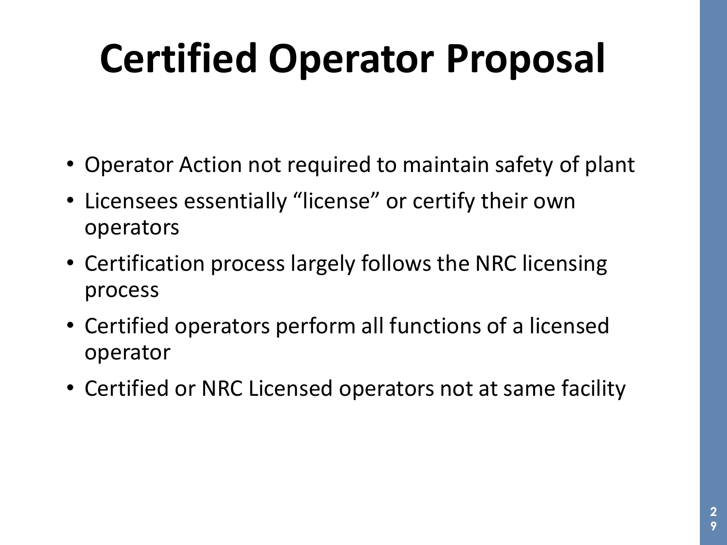# Certified Operator Proposal

- Operator Action not required to maintain safety of plant
- Licensees essentially "license" or certify their own operators
- Certification process largely follows the NRC licensing process
- Certified operators perform all functions of a licensed operator
- Certified or NRC Licensed operators not at same facility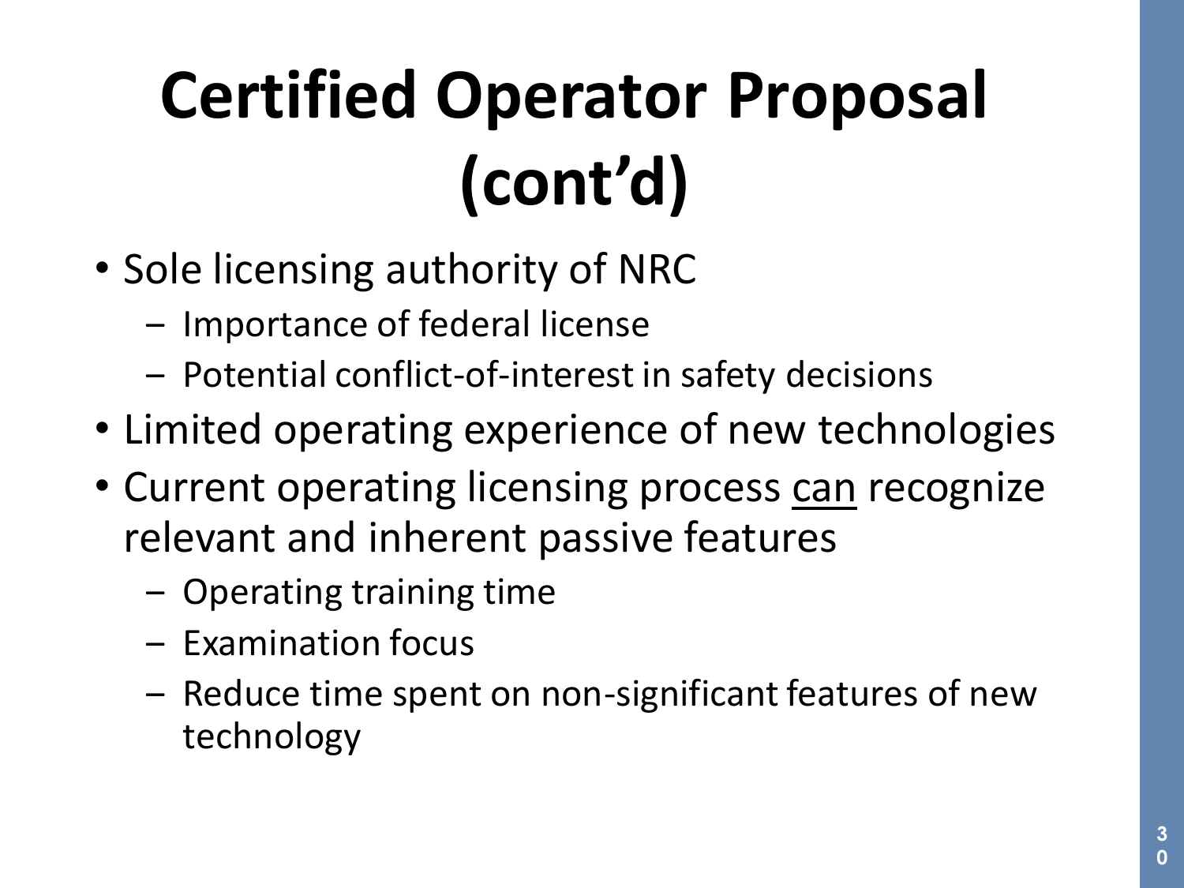# Certified Operator Proposal (cont'd)

- Sole licensing authority of NRC
  - Importance of federal license
  - Potential conflict-of-interest in safety decisions
- Limited operating experience of new technologies
- Current operating licensing process <u>can</u> recognize relevant and inherent passive features
  - Operating training time
  - Examination focus
  - Reduce time spent on non-significant features of new technology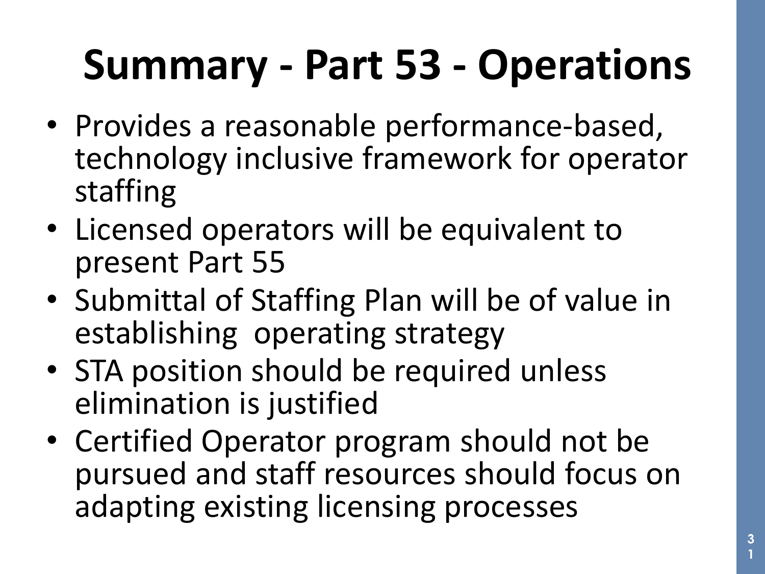# Summary - Part 53 - Operations

- Provides a reasonable performance-based, technology inclusive framework for operator staffing
- Licensed operators will be equivalent to present Part 55
- Submittal of Staffing Plan will be of value in establishing operating strategy
- STA position should be required unless elimination is justified
- Certified Operator program should not be pursued and staff resources should focus on adapting existing licensing processes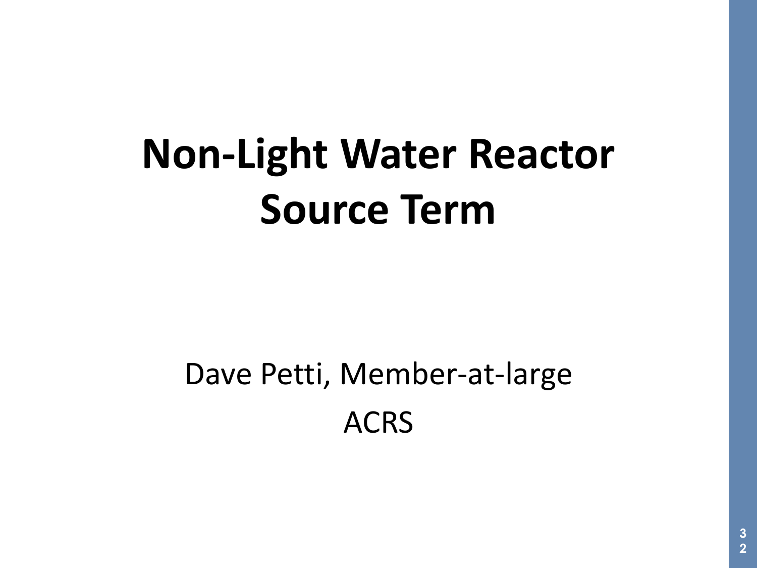# Non-Light Water Reactor Source Term

Dave Petti, Member-at-large

ACRS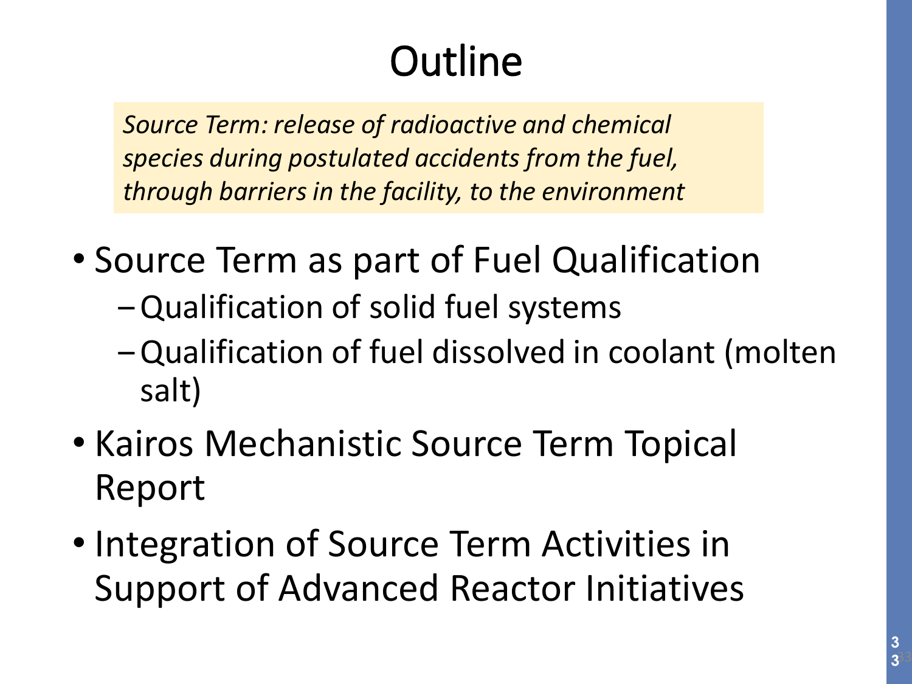# Outline

*Source Term: release of radioactive and chemical species during postulated accidents from the fuel, through barriers in the facility, to the environment*

- Source Term as part of Fuel Qualification
  - Qualification of solid fuel systems
  - Qualification of fuel dissolved in coolant (molten salt)
- Kairos Mechanistic Source Term Topical Report
- Integration of Source Term Activities in Support of Advanced Reactor Initiatives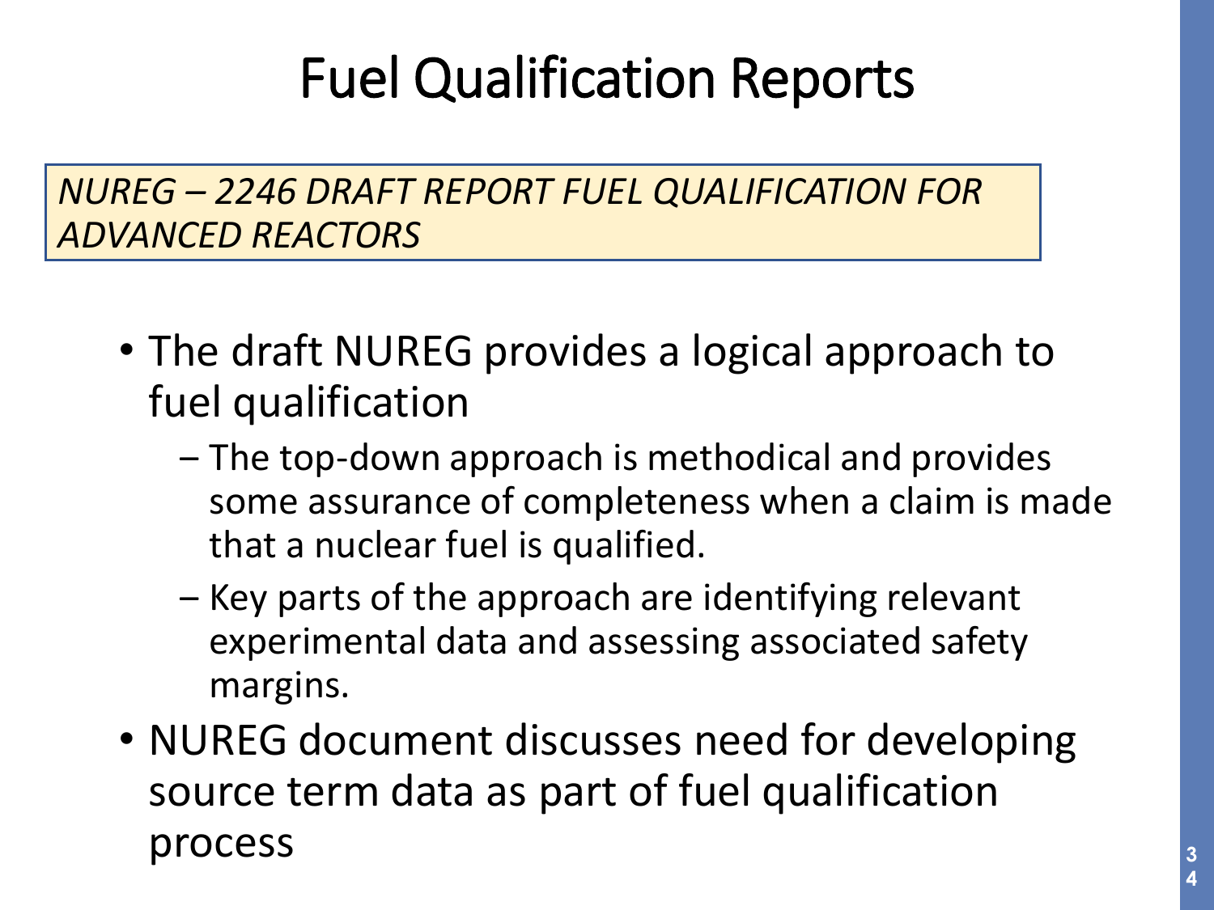# Fuel Qualification Reports

*NUREG – 2246 DRAFT REPORT FUEL QUALIFICATION FOR ADVANCED REACTORS*

- The draft NUREG provides a logical approach to fuel qualification
  - The top-down approach is methodical and provides some assurance of completeness when a claim is made that a nuclear fuel is qualified.
  - Key parts of the approach are identifying relevant experimental data and assessing associated safety margins.
- NUREG document discusses need for developing source term data as part of fuel qualification process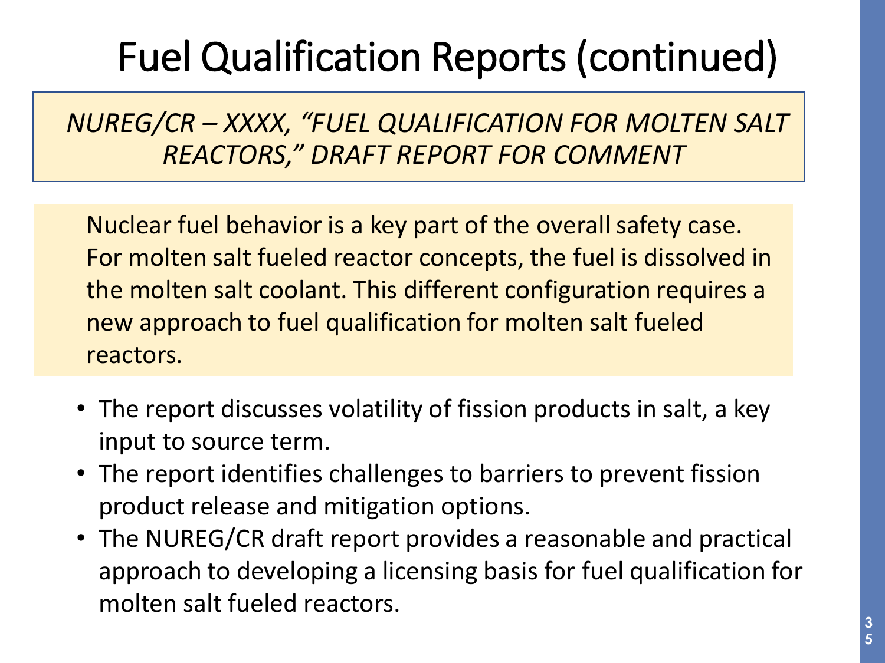# Fuel Qualification Reports (continued)

*NUREG/CR – XXXX, "FUEL QUALIFICATION FOR MOLTEN SALT REACTORS," DRAFT REPORT FOR COMMENT*

Nuclear fuel behavior is a key part of the overall safety case. For molten salt fueled reactor concepts, the fuel is dissolved in the molten salt coolant. This different configuration requires a new approach to fuel qualification for molten salt fueled reactors.

- The report discusses volatility of fission products in salt, a key input to source term.
- The report identifies challenges to barriers to prevent fission product release and mitigation options.
- The NUREG/CR draft report provides a reasonable and practical approach to developing a licensing basis for fuel qualification for molten salt fueled reactors.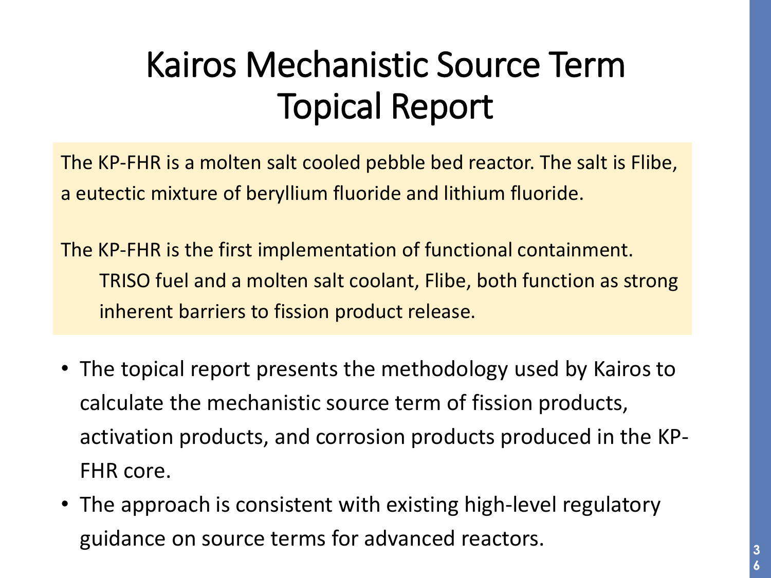# Kairos Mechanistic Source Term Topical Report

The KP-FHR is a molten salt cooled pebble bed reactor. The salt is Flibe, a eutectic mixture of beryllium fluoride and lithium fluoride.

The KP-FHR is the first implementation of functional containment.

TRISO fuel and a molten salt coolant, Flibe, both function as strong inherent barriers to fission product release.

- The topical report presents the methodology used by Kairos to calculate the mechanistic source term of fission products, activation products, and corrosion products produced in the KP-FHR core.
- The approach is consistent with existing high-level regulatory guidance on source terms for advanced reactors.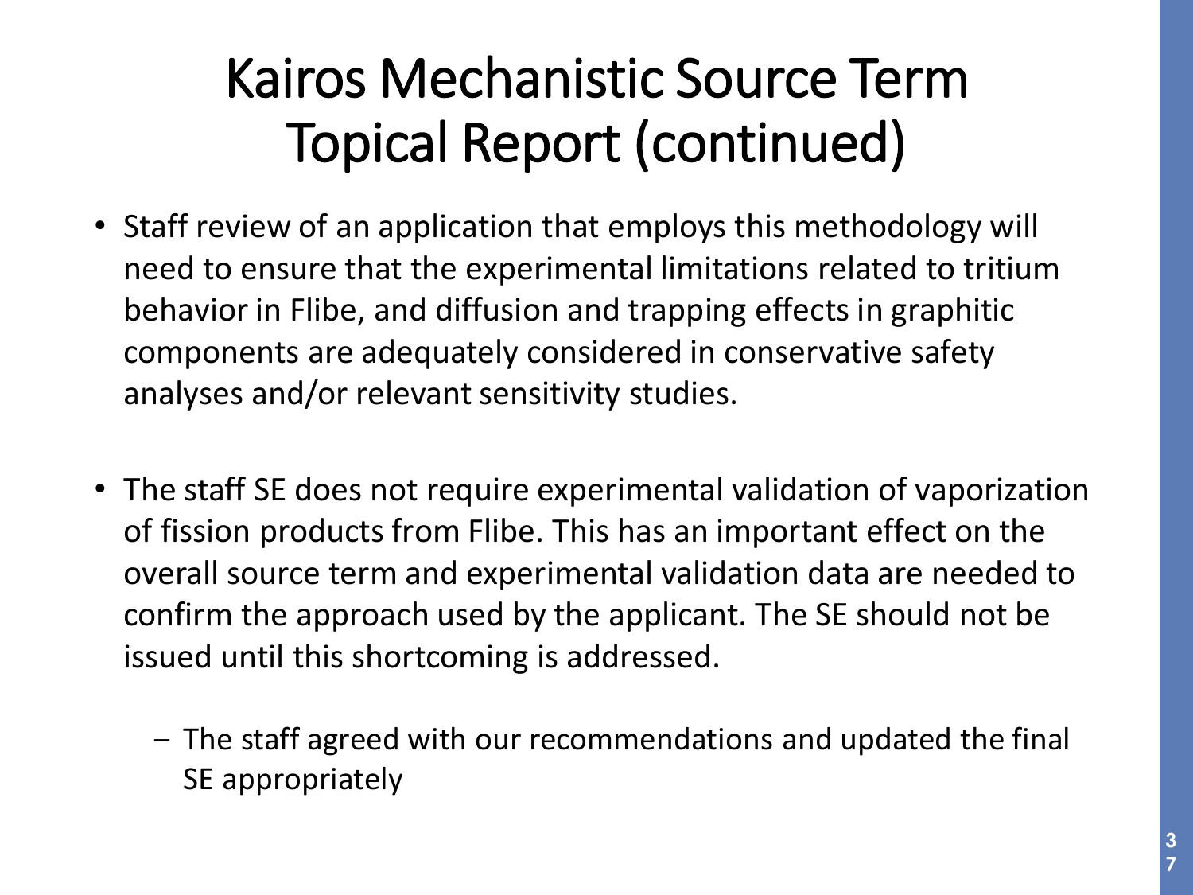# Kairos Mechanistic Source Term Topical Report (continued)

- Staff review of an application that employs this methodology will need to ensure that the experimental limitations related to tritium behavior in Flibe, and diffusion and trapping effects in graphitic components are adequately considered in conservative safety analyses and/or relevant sensitivity studies.

- The staff SE does not require experimental validation of vaporization of fission products from Flibe. This has an important effect on the overall source term and experimental validation data are needed to confirm the approach used by the applicant. The SE should not be issued until this shortcoming is addressed.
  - The staff agreed with our recommendations and updated the final SE appropriately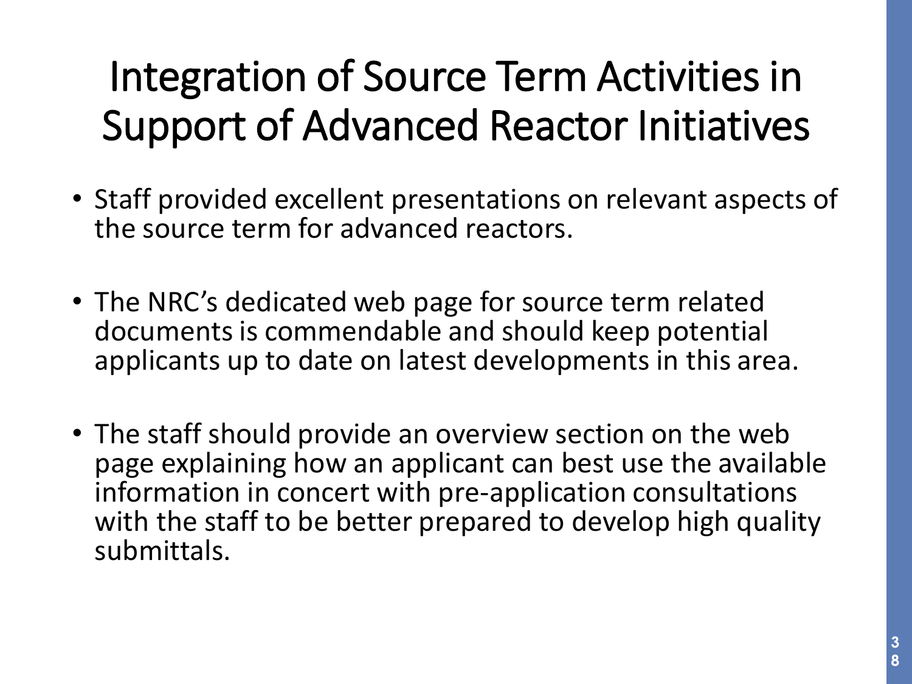# Integration of Source Term Activities in Support of Advanced Reactor Initiatives

- Staff provided excellent presentations on relevant aspects of the source term for advanced reactors.
- The NRC's dedicated web page for source term related documents is commendable and should keep potential applicants up to date on latest developments in this area.
- The staff should provide an overview section on the web page explaining how an applicant can best use the available information in concert with pre-application consultations with the staff to be better prepared to develop high quality submittals.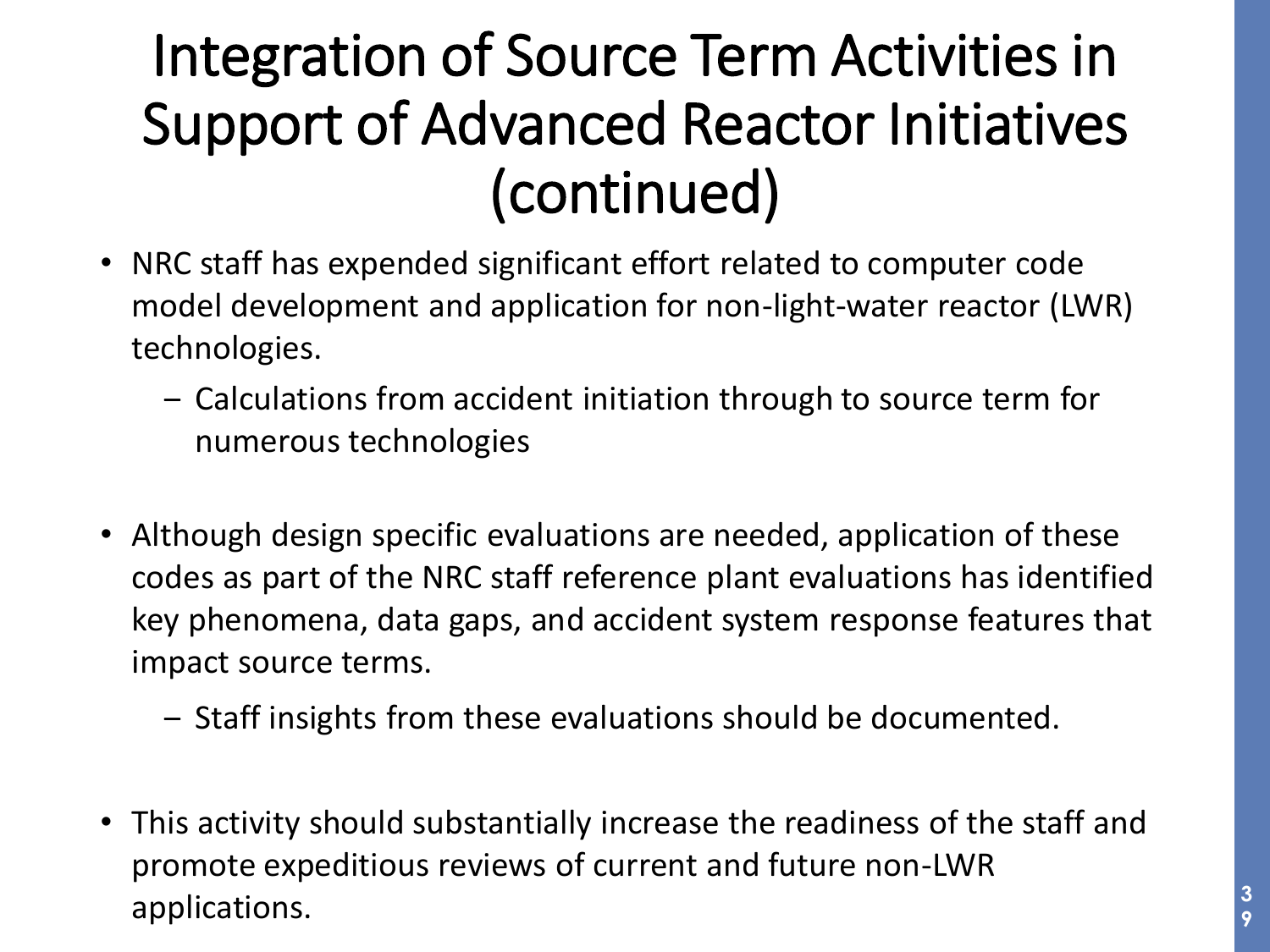# Integration of Source Term Activities in Support of Advanced Reactor Initiatives (continued)

- NRC staff has expended significant effort related to computer code model development and application for non-light-water reactor (LWR) technologies.
  - Calculations from accident initiation through to source term for numerous technologies

- Although design specific evaluations are needed, application of these codes as part of the NRC staff reference plant evaluations has identified key phenomena, data gaps, and accident system response features that impact source terms.
  - Staff insights from these evaluations should be documented.

- This activity should substantially increase the readiness of the staff and promote expeditious reviews of current and future non-LWR applications.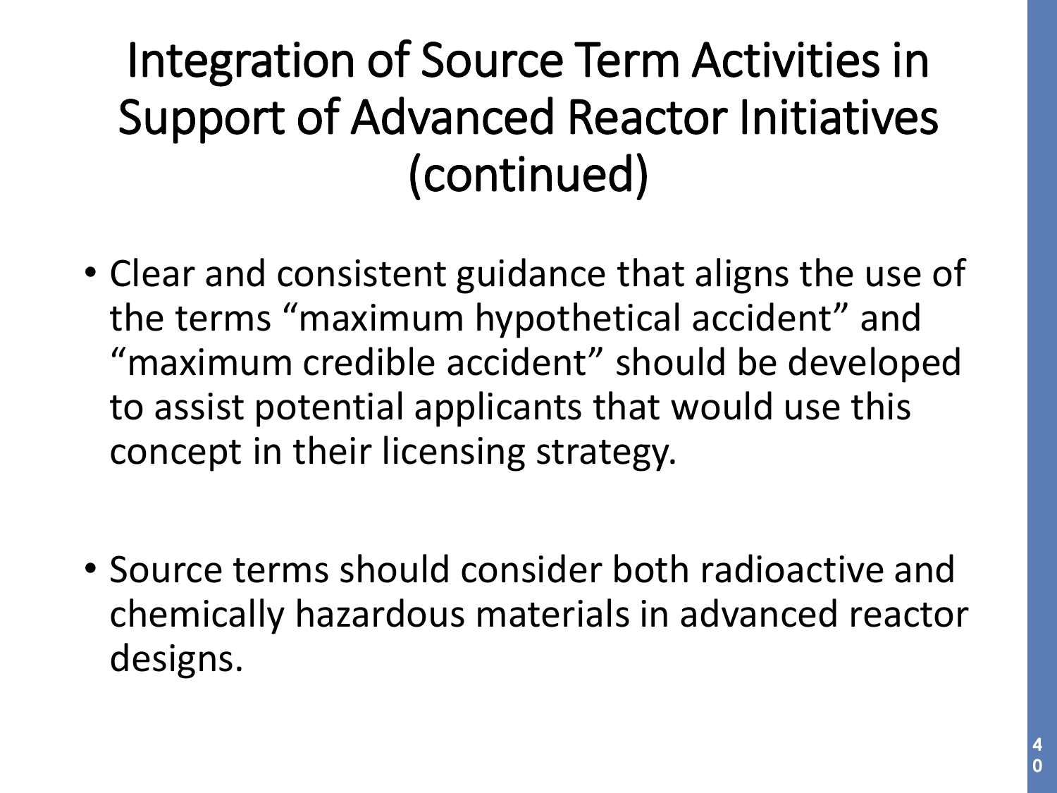# Integration of Source Term Activities in Support of Advanced Reactor Initiatives (continued)

- Clear and consistent guidance that aligns the use of the terms “maximum hypothetical accident” and “maximum credible accident” should be developed to assist potential applicants that would use this concept in their licensing strategy.

- Source terms should consider both radioactive and chemically hazardous materials in advanced reactor designs.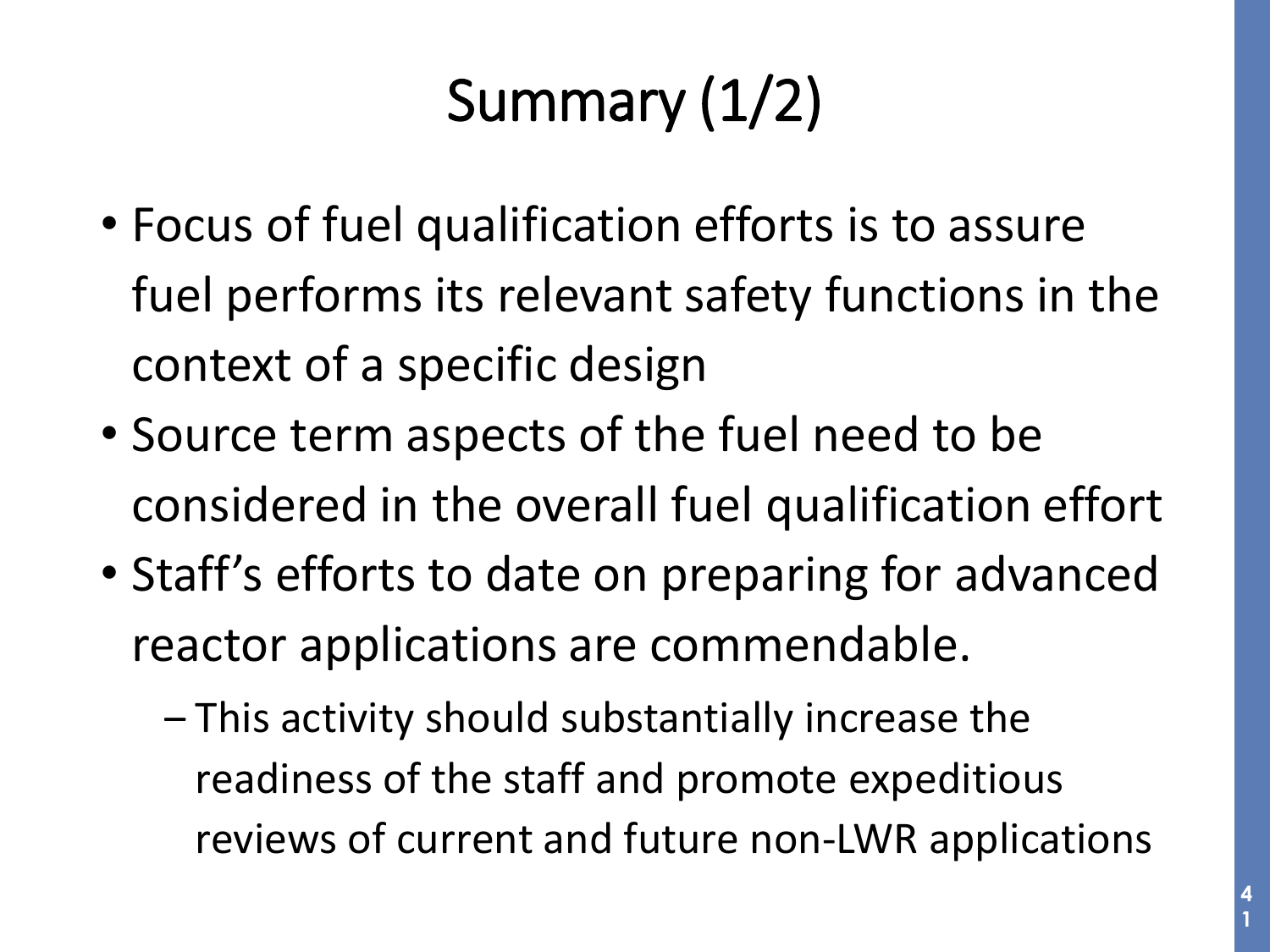# Summary (1/2)

- Focus of fuel qualification efforts is to assure fuel performs its relevant safety functions in the context of a specific design
- Source term aspects of the fuel need to be considered in the overall fuel qualification effort
- Staff's efforts to date on preparing for advanced reactor applications are commendable.
  - This activity should substantially increase the readiness of the staff and promote expeditious reviews of current and future non-LWR applications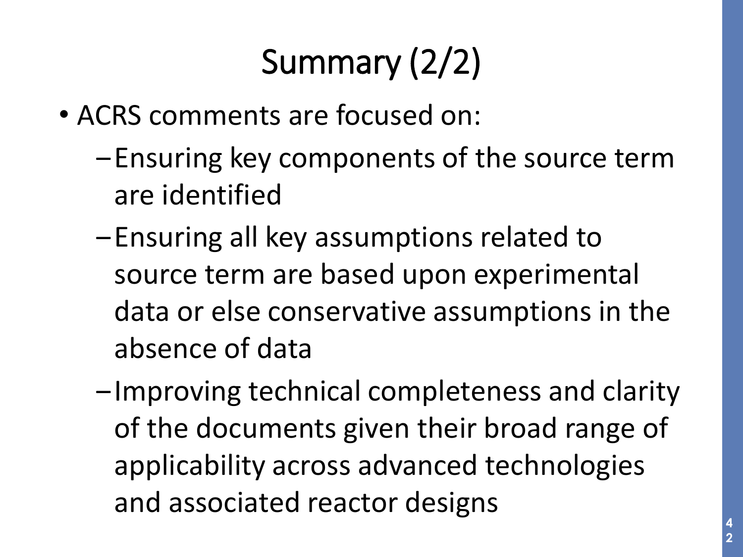# Summary (2/2)

- ACRS comments are focused on:
  - Ensuring key components of the source term are identified
  - Ensuring all key assumptions related to source term are based upon experimental data or else conservative assumptions in the absence of data
  - Improving technical completeness and clarity of the documents given their broad range of applicability across advanced technologies and associated reactor designs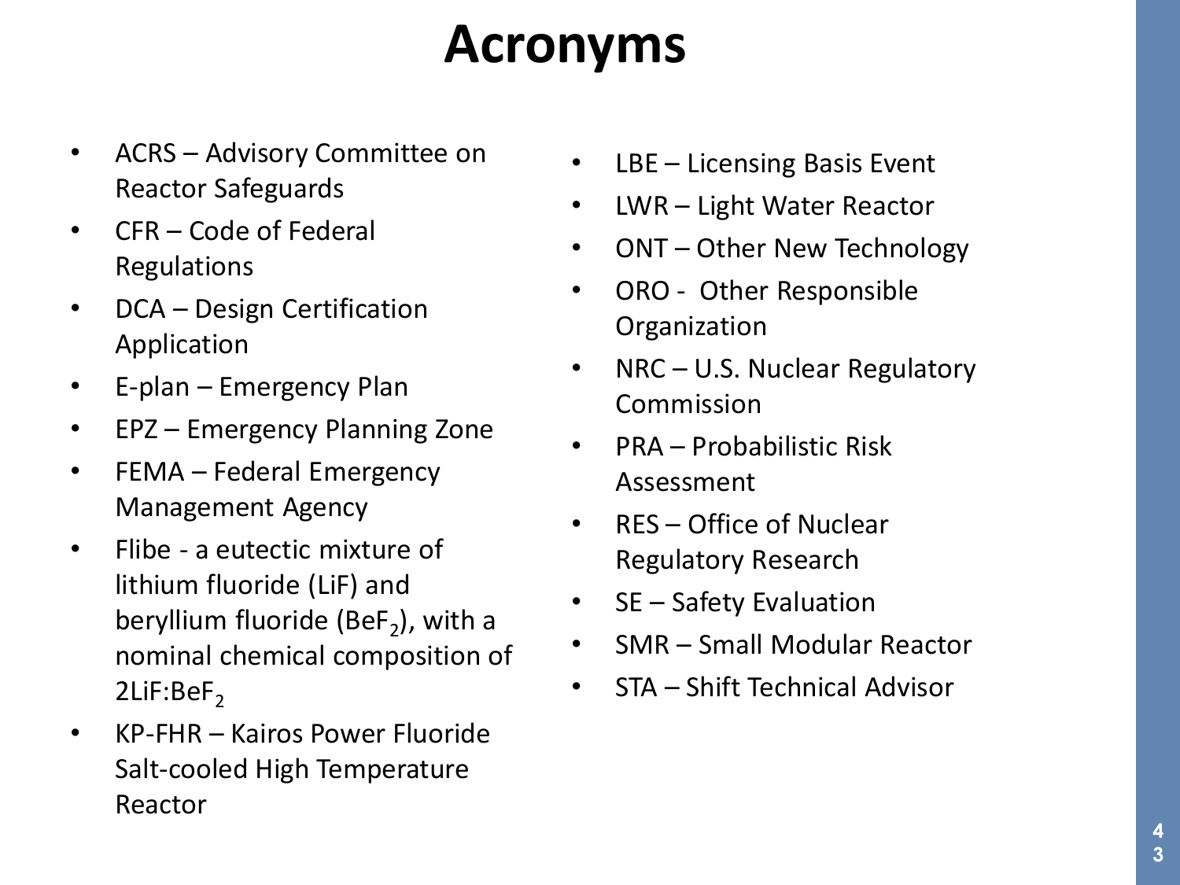# Acronyms

- ACRS – Advisory Committee on Reactor Safeguards
- CFR – Code of Federal Regulations
- DCA – Design Certification Application
- E-plan – Emergency Plan
- EPZ – Emergency Planning Zone
- FEMA – Federal Emergency Management Agency
- Flibe - a eutectic mixture of lithium fluoride (LiF) and beryllium fluoride ($BeF_2$), with a nominal chemical composition of $2LiF:BeF_2$
- KP-FHR – Kairos Power Fluoride Salt-cooled High Temperature Reactor
- LBE – Licensing Basis Event
- LWR – Light Water Reactor
- ONT – Other New Technology
- ORO - Other Responsible Organization
- NRC – U.S. Nuclear Regulatory Commission
- PRA – Probabilistic Risk Assessment
- RES – Office of Nuclear Regulatory Research
- SE – Safety Evaluation
- SMR – Small Modular Reactor
- STA – Shift Technical Advisor